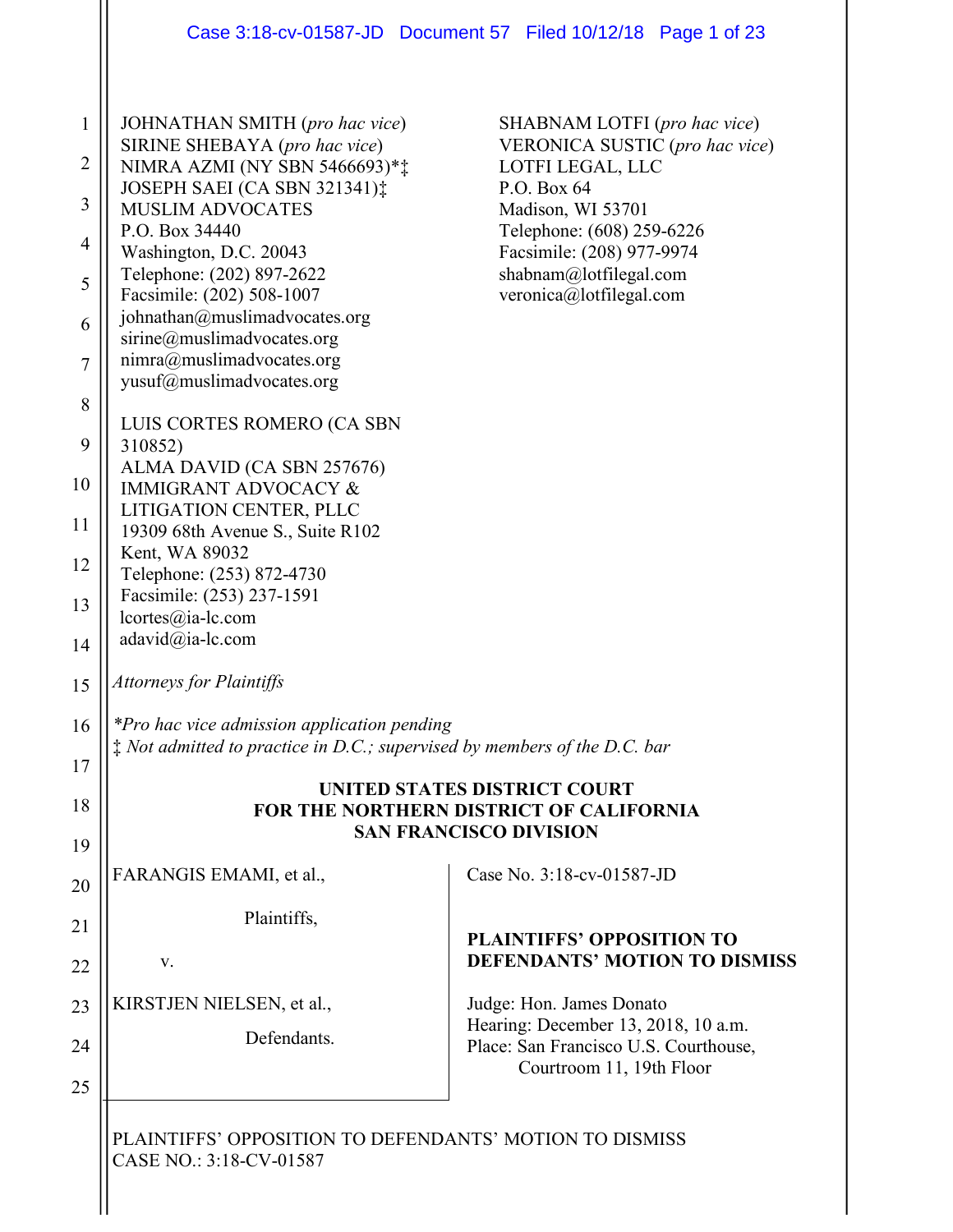JOHNATHAN SMITH (*pro hac vice*)
SIRINE SHEBAYA (*pro hac vice*)
NIMRA AZMI (NY SBN 5466693)*‡
JOSEPH SAEI (CA SBN 321341)‡
MUSLIM ADVOCATES
P.O. Box 34440
Washington, D.C. 20043
Telephone: (202) 897-2622
Facsimile: (202) 508-1007
johnathan@muslimadvocates.org
sirine@muslimadvocates.org
nimra@muslimadvocates.org
yusuf@muslimadvocates.org

SHABNAM LOTFI (*pro hac vice*)
VERONICA SUSTIC (*pro hac vice*)
LOTFI LEGAL, LLC
P.O. Box 64
Madison, WI 53701
Telephone: (608) 259-6226
Facsimile: (208) 977-9974
shabnam@lotfilegal.com
veronica@lotfilegal.com

LUIS CORTES ROMERO (CA SBN 310852)
ALMA DAVID (CA SBN 257676)
IMMIGRANT ADVOCACY & LITIGATION CENTER, PLLC
19309 68th Avenue S., Suite R102
Kent, WA 89032
Telephone: (253) 872-4730
Facsimile: (253) 237-1591
lcortes@ia-lc.com
adavid@ia-lc.com

*Attorneys for Plaintiffs*

*\*Pro hac vice admission application pending*
*‡ Not admitted to practice in D.C.; supervised by members of the D.C. bar*

**UNITED STATES DISTRICT COURT**
**FOR THE NORTHERN DISTRICT OF CALIFORNIA**
**SAN FRANCISCO DIVISION**

FARANGIS EMAMI, et al.,

Plaintiffs,

v.

KIRSTJEN NIELSEN, et al.,

Defendants.

Case No. 3:18-cv-01587-JD

**PLAINTIFFS' OPPOSITION TO DEFENDANTS' MOTION TO DISMISS**

Judge: Hon. James Donato
Hearing: December 13, 2018, 10 a.m.
Place: San Francisco U.S. Courthouse, Courtroom 11, 19th Floor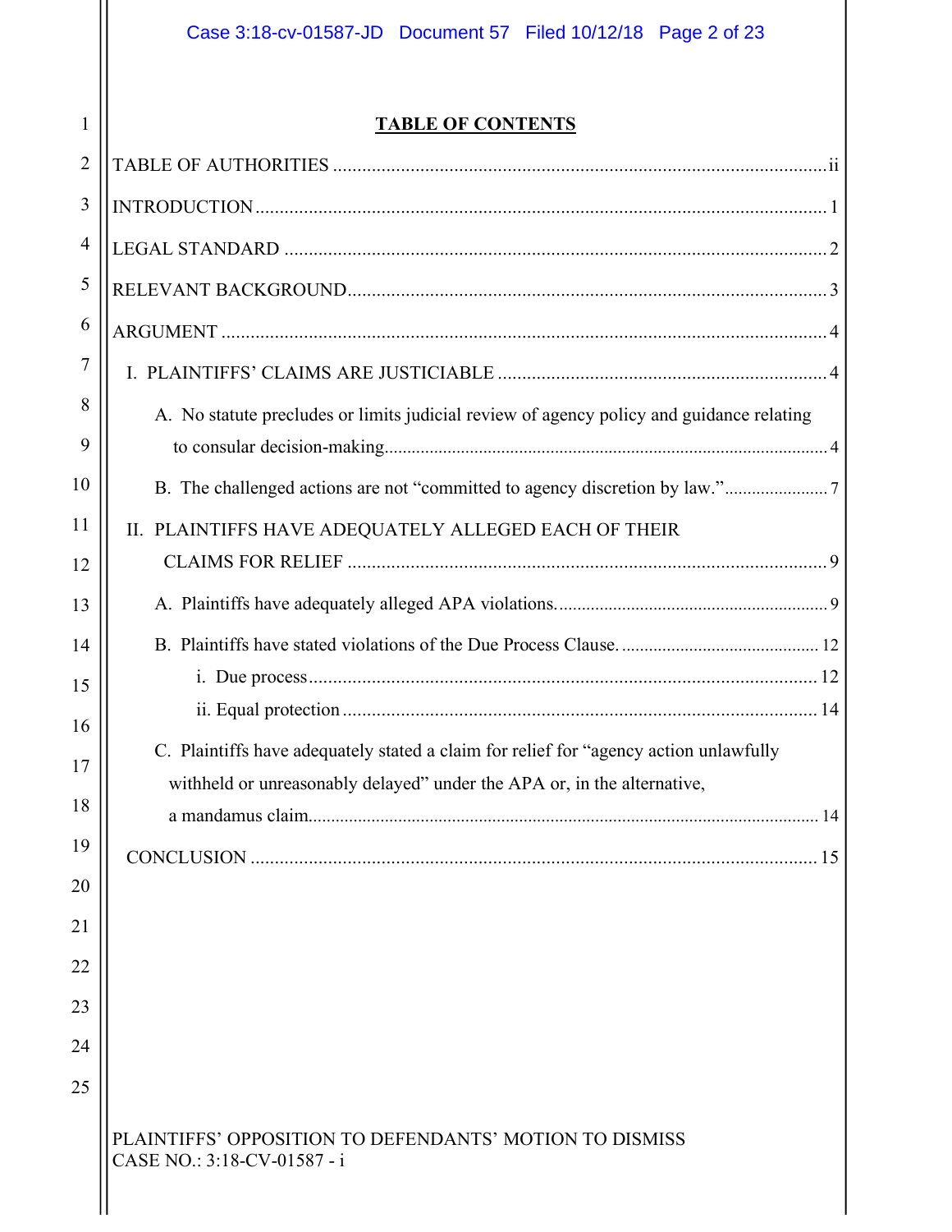## TABLE OF CONTENTS

TABLE OF AUTHORITIES ..... ii

INTRODUCTION ..... 1

LEGAL STANDARD ..... 2

RELEVANT BACKGROUND ..... 3

ARGUMENT ..... 4

- I. PLAINTIFFS' CLAIMS ARE JUSTICIABLE ..... 4
  - A. No statute precludes or limits judicial review of agency policy and guidance relating to consular decision-making ..... 4
  - B. The challenged actions are not "committed to agency discretion by law." ..... 7
- II. PLAINTIFFS HAVE ADEQUATELY ALLEGED EACH OF THEIR CLAIMS FOR RELIEF ..... 9
  - A. Plaintiffs have adequately alleged APA violations. ..... 9
  - B. Plaintiffs have stated violations of the Due Process Clause. ..... 12
    - i. Due process ..... 12
    - ii. Equal protection ..... 14
  - C. Plaintiffs have adequately stated a claim for relief for "agency action unlawfully withheld or unreasonably delayed" under the APA or, in the alternative, a mandamus claim. ..... 14

CONCLUSION ..... 15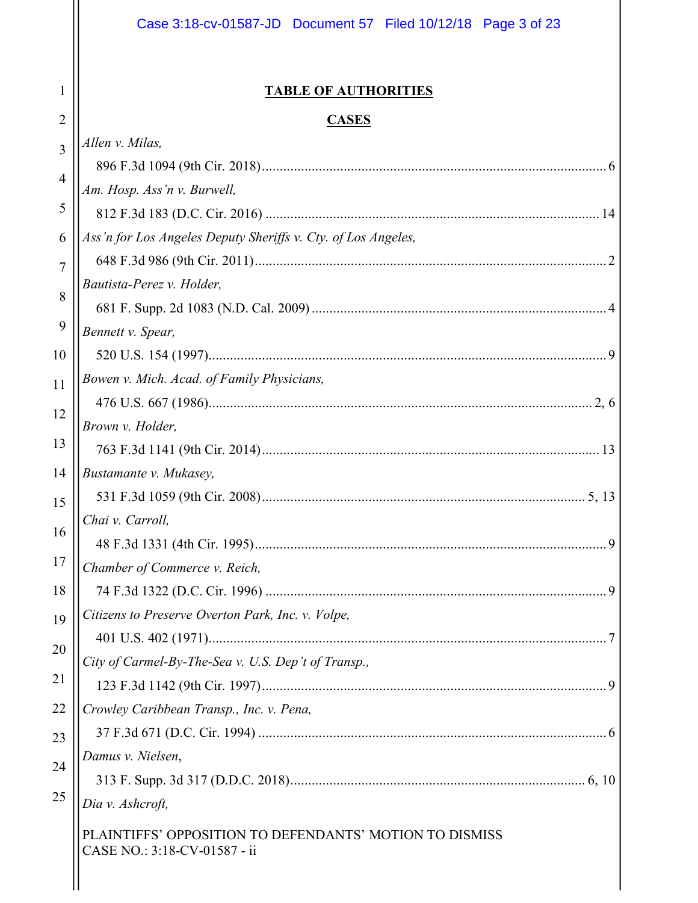# TABLE OF AUTHORITIES

## CASES

*Allen v. Milas,*
896 F.3d 1094 (9th Cir. 2018)....................................................................................................6

*Am. Hosp. Ass'n v. Burwell,*
812 F.3d 183 (D.C. Cir. 2016) .................................................................................................14

*Ass'n for Los Angeles Deputy Sheriffs v. Cty. of Los Angeles,*
648 F.3d 986 (9th Cir. 2011)......................................................................................................2

*Bautista-Perez v. Holder,*
681 F. Supp. 2d 1083 (N.D. Cal. 2009) ......................................................................................4

*Bennett v. Spear,*
520 U.S. 154 (1997)...................................................................................................................9

*Bowen v. Mich. Acad. of Family Physicians,*
476 U.S. 667 (1986).............................................................................................................2, 6

*Brown v. Holder,*
763 F.3d 1141 (9th Cir. 2014)..................................................................................................13

*Bustamante v. Mukasey,*
531 F.3d 1059 (9th Cir. 2008)..............................................................................................5, 13

*Chai v. Carroll,*
48 F.3d 1331 (4th Cir. 1995)......................................................................................................9

*Chamber of Commerce v. Reich,*
74 F.3d 1322 (D.C. Cir. 1996) ...................................................................................................9

*Citizens to Preserve Overton Park, Inc. v. Volpe,*
401 U.S. 402 (1971)...................................................................................................................7

*City of Carmel-By-The-Sea v. U.S. Dep't of Transp.,*
123 F.3d 1142 (9th Cir. 1997)....................................................................................................9

*Crowley Caribbean Transp., Inc. v. Pena,*
37 F.3d 671 (D.C. Cir. 1994) .....................................................................................................6

*Damus v. Nielsen*,
313 F. Supp. 3d 317 (D.D.C. 2018)......................................................................................6, 10

*Dia v. Ashcroft,*

PLAINTIFFS' OPPOSITION TO DEFENDANTS' MOTION TO DISMISS
CASE NO.: 3:18-CV-01587 - ii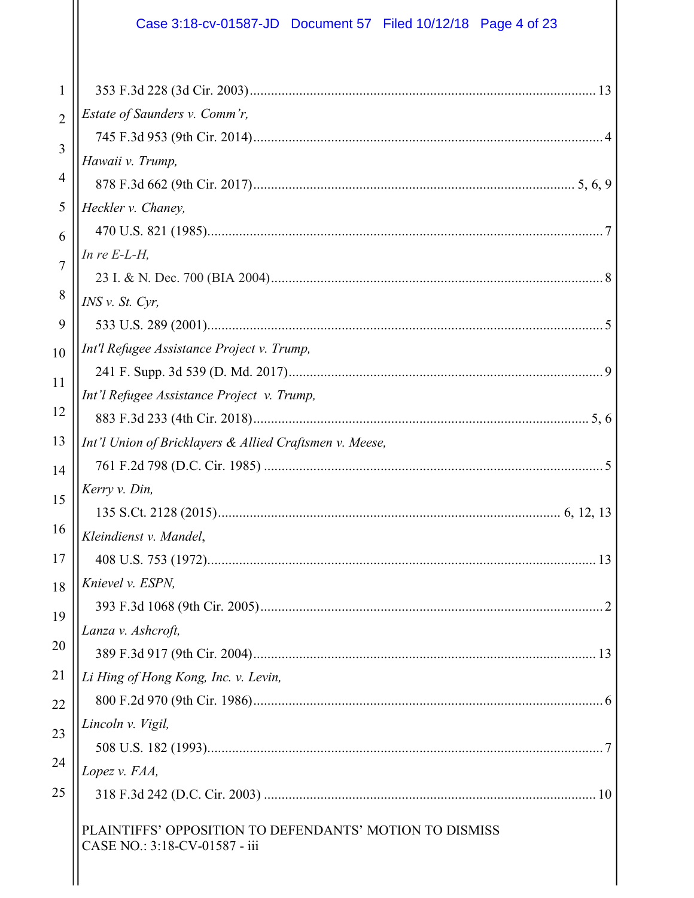353 F.3d 228 (3d Cir. 2003) ............................................................................................... 13

*Estate of Saunders v. Comm'r,*
745 F.3d 953 (9th Cir. 2014) ............................................................................................... 4

*Hawaii v. Trump,*
878 F.3d 662 (9th Cir. 2017) ....................................................................................... 5, 6, 9

*Heckler v. Chaney,*
470 U.S. 821 (1985) ............................................................................................................. 7

*In re E-L-H,*
23 I. & N. Dec. 700 (BIA 2004) .......................................................................................... 8

*INS v. St. Cyr,*
533 U.S. 289 (2001) ............................................................................................................. 5

*Int'l Refugee Assistance Project v. Trump,*
241 F. Supp. 3d 539 (D. Md. 2017) ..................................................................................... 9

*Int'l Refugee Assistance Project v. Trump,*
883 F.3d 233 (4th Cir. 2018) ............................................................................................ 5, 6

*Int'l Union of Bricklayers & Allied Craftsmen v. Meese,*
761 F.2d 798 (D.C. Cir. 1985) ............................................................................................. 5

*Kerry v. Din,*
135 S.Ct. 2128 (2015) ............................................................................................... 6, 12, 13

*Kleindienst v. Mandel,*
408 U.S. 753 (1972) ........................................................................................................... 13

*Knievel v. ESPN,*
393 F.3d 1068 (9th Cir. 2005) ............................................................................................. 2

*Lanza v. Ashcroft,*
389 F.3d 917 (9th Cir. 2004) ............................................................................................. 13

*Li Hing of Hong Kong, Inc. v. Levin,*
800 F.2d 970 (9th Cir. 1986) ............................................................................................... 6

*Lincoln v. Vigil,*
508 U.S. 182 (1993) ............................................................................................................. 7

*Lopez v. FAA,*
318 F.3d 242 (D.C. Cir. 2003) ........................................................................................... 10

PLAINTIFFS' OPPOSITION TO DEFENDANTS' MOTION TO DISMISS
CASE NO.: 3:18-CV-01587 - iii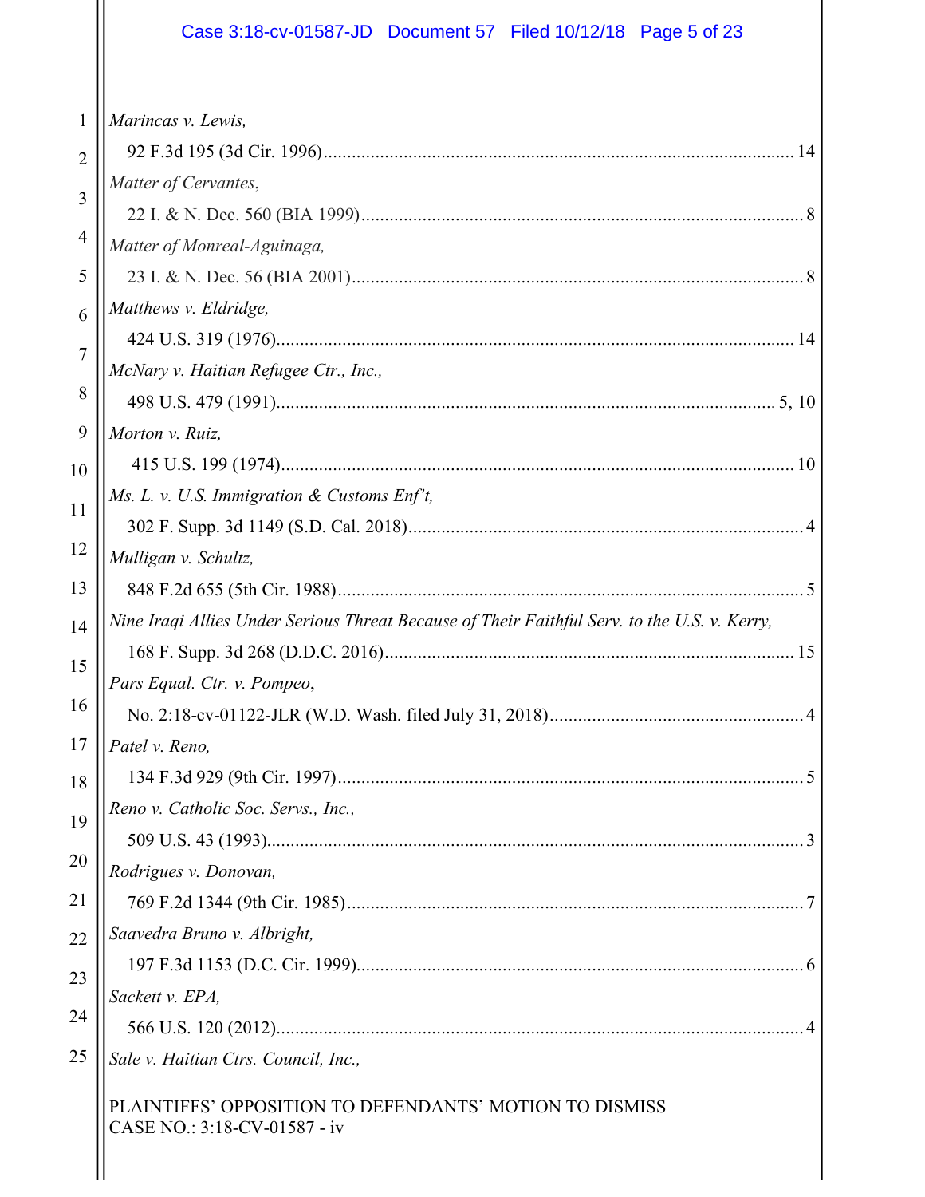*Marincas v. Lewis,*
92 F.3d 195 (3d Cir. 1996)........................................................................................14

*Matter of Cervantes*,
22 I. & N. Dec. 560 (BIA 1999)..................................................................................8

*Matter of Monreal-Aguinaga,*
23 I. & N. Dec. 56 (BIA 2001)....................................................................................8

*Matthews v. Eldridge,*
424 U.S. 319 (1976)...................................................................................................14

*McNary v. Haitian Refugee Ctr., Inc.,*
498 U.S. 479 (1991).................................................................................................5, 10

*Morton v. Ruiz,*
415 U.S. 199 (1974)...................................................................................................10

*Ms. L. v. U.S. Immigration & Customs Enf't,*
302 F. Supp. 3d 1149 (S.D. Cal. 2018).........................................................................4

*Mulligan v. Schultz,*
848 F.2d 655 (5th Cir. 1988).........................................................................................5

*Nine Iraqi Allies Under Serious Threat Because of Their Faithful Serv. to the U.S. v. Kerry,*
168 F. Supp. 3d 268 (D.D.C. 2016)..............................................................................15

*Pars Equal. Ctr. v. Pompeo*,
No. 2:18-cv-01122-JLR (W.D. Wash. filed July 31, 2018).............................................4

*Patel v. Reno,*
134 F.3d 929 (9th Cir. 1997).........................................................................................5

*Reno v. Catholic Soc. Servs., Inc.,*
509 U.S. 43 (1993).......................................................................................................3

*Rodrigues v. Donovan,*
769 F.2d 1344 (9th Cir. 1985).......................................................................................7

*Saavedra Bruno v. Albright,*
197 F.3d 1153 (D.C. Cir. 1999)....................................................................................6

*Sackett v. EPA,*
566 U.S. 120 (2012).....................................................................................................4

*Sale v. Haitian Ctrs. Council, Inc.,*

PLAINTIFFS' OPPOSITION TO DEFENDANTS' MOTION TO DISMISS
CASE NO.: 3:18-CV-01587 - iv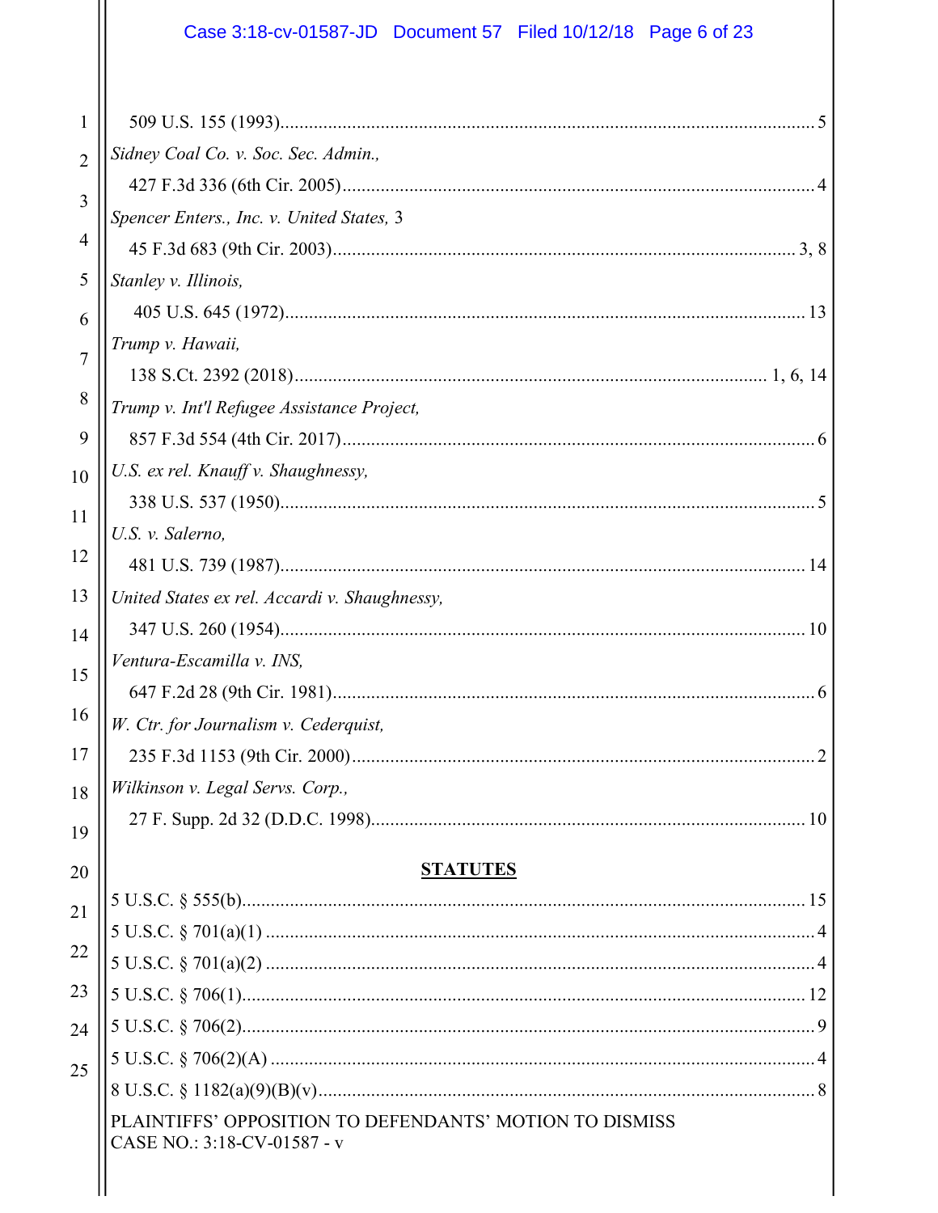509 U.S. 155 (1993)........................................................................................................ 5

*Sidney Coal Co. v. Soc. Sec. Admin.*,
427 F.3d 336 (6th Cir. 2005)............................................................................................ 4

*Spencer Enters., Inc. v. United States,* 3
45 F.3d 683 (9th Cir. 2003).......................................................................................... 3, 8

*Stanley v. Illinois*,
405 U.S. 645 (1972)...................................................................................................... 13

*Trump v. Hawaii*,
138 S.Ct. 2392 (2018)........................................................................................... 1, 6, 14

*Trump v. Int'l Refugee Assistance Project*,
857 F.3d 554 (4th Cir. 2017)............................................................................................ 6

*U.S. ex rel. Knauff v. Shaughnessy*,
338 U.S. 537 (1950).......................................................................................................... 5

*U.S. v. Salerno*,
481 U.S. 739 (1987)........................................................................................................ 14

*United States ex rel. Accardi v. Shaughnessy*,
347 U.S. 260 (1954)........................................................................................................ 10

*Ventura-Escamilla v. INS*,
647 F.2d 28 (9th Cir. 1981)............................................................................................... 6

*W. Ctr. for Journalism v. Cederquist*,
235 F.3d 1153 (9th Cir. 2000)........................................................................................... 2

*Wilkinson v. Legal Servs. Corp.*,
27 F. Supp. 2d 32 (D.D.C. 1998).................................................................................... 10

## STATUTES

5 U.S.C. § 555(b)................................................................................................................ 15

5 U.S.C. § 701(a)(1) ............................................................................................................. 4

5 U.S.C. § 701(a)(2) ............................................................................................................. 4

5 U.S.C. § 706(1)................................................................................................................. 12

5 U.S.C. § 706(2)................................................................................................................... 9

5 U.S.C. § 706(2)(A) ............................................................................................................ 4

8 U.S.C. § 1182(a)(9)(B)(v)................................................................................................... 8

PLAINTIFFS' OPPOSITION TO DEFENDANTS' MOTION TO DISMISS
CASE NO.: 3:18-CV-01587 - v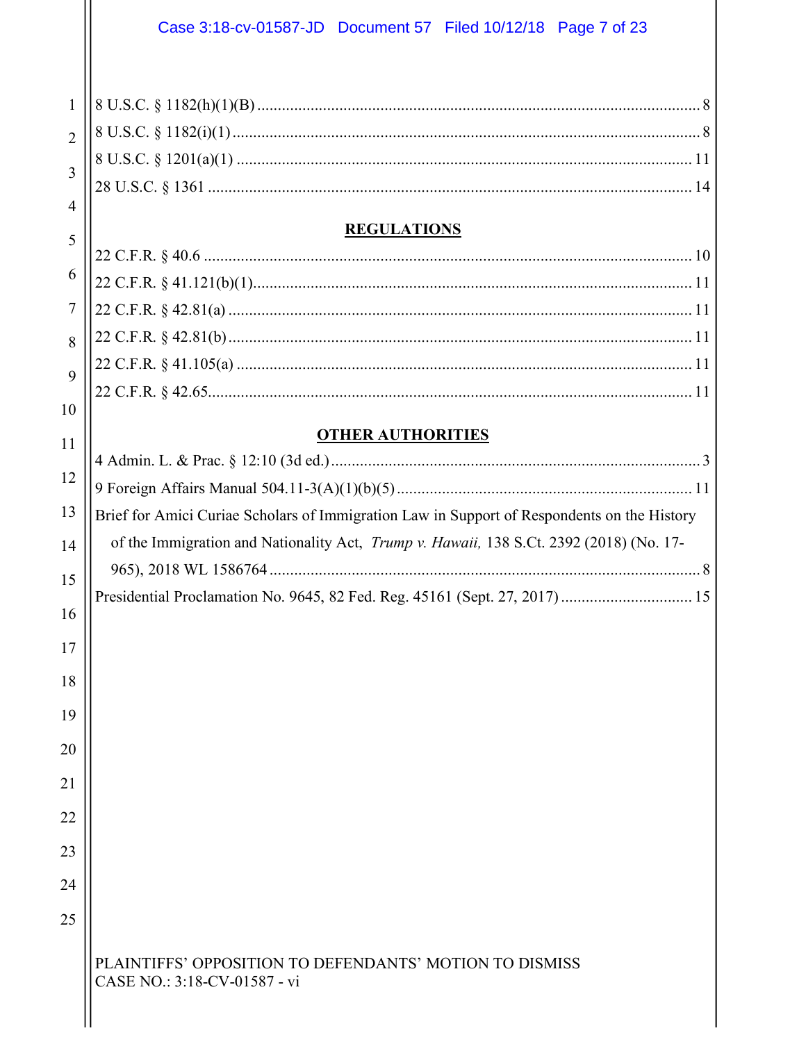8 U.S.C. § 1182(h)(1)(B) .......... 8
8 U.S.C. § 1182(i)(1) .......... 8
8 U.S.C. § 1201(a)(1) .......... 11
28 U.S.C. § 1361 .......... 14

## REGULATIONS

22 C.F.R. § 40.6 .......... 10
22 C.F.R. § 41.121(b)(1) .......... 11
22 C.F.R. § 42.81(a) .......... 11
22 C.F.R. § 42.81(b) .......... 11
22 C.F.R. § 41.105(a) .......... 11
22 C.F.R. § 42.65 .......... 11

## OTHER AUTHORITIES

4 Admin. L. & Prac. § 12:10 (3d ed.) .......... 3
9 Foreign Affairs Manual 504.11-3(A)(1)(b)(5) .......... 11
Brief for Amici Curiae Scholars of Immigration Law in Support of Respondents on the History of the Immigration and Nationality Act, *Trump v. Hawaii,* 138 S.Ct. 2392 (2018) (No. 17-965), 2018 WL 1586764 .......... 8
Presidential Proclamation No. 9645, 82 Fed. Reg. 45161 (Sept. 27, 2017) .......... 15

PLAINTIFFS' OPPOSITION TO DEFENDANTS' MOTION TO DISMISS
CASE NO.: 3:18-CV-01587 - vi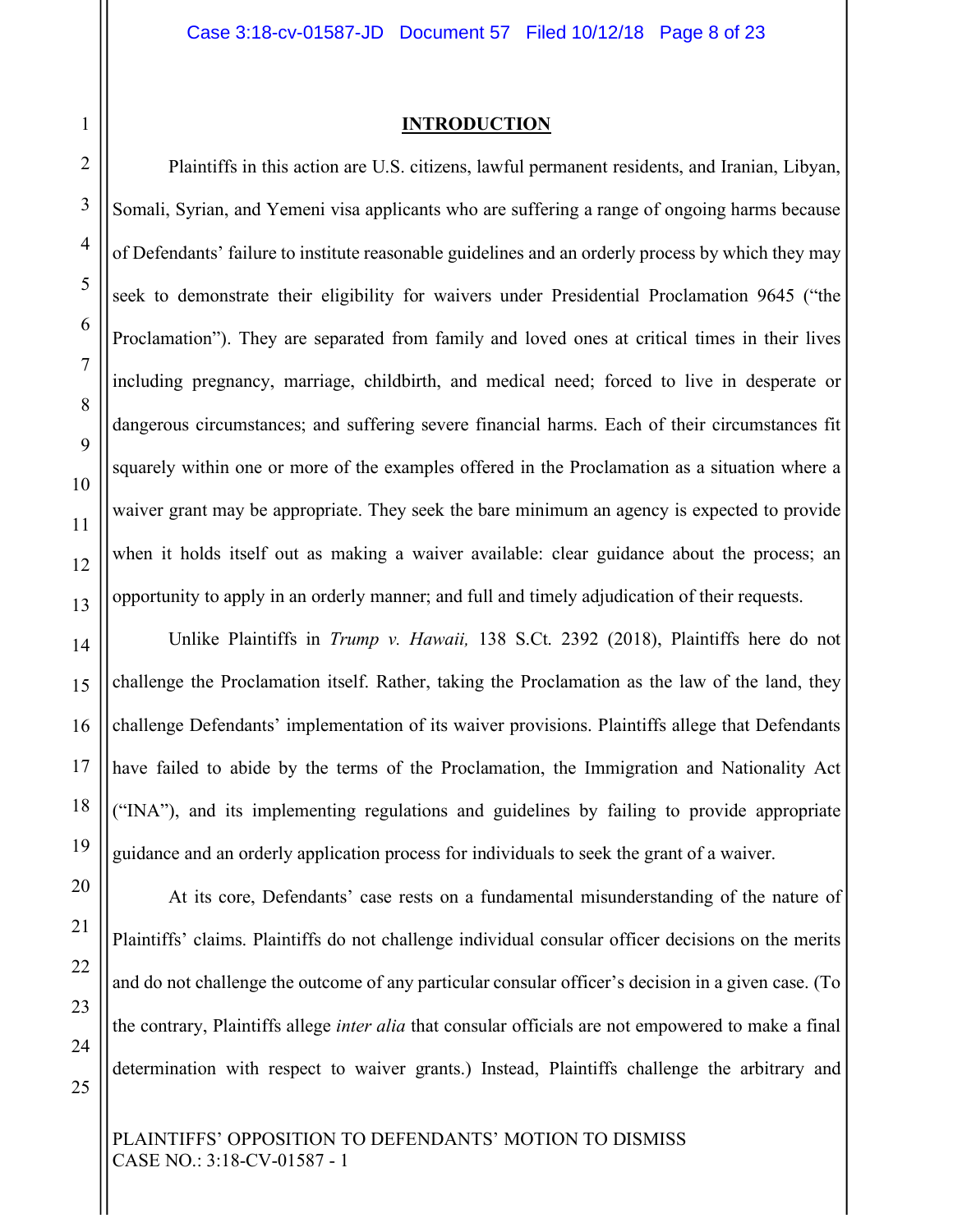## INTRODUCTION

Plaintiffs in this action are U.S. citizens, lawful permanent residents, and Iranian, Libyan, Somali, Syrian, and Yemeni visa applicants who are suffering a range of ongoing harms because of Defendants' failure to institute reasonable guidelines and an orderly process by which they may seek to demonstrate their eligibility for waivers under Presidential Proclamation 9645 ("the Proclamation"). They are separated from family and loved ones at critical times in their lives including pregnancy, marriage, childbirth, and medical need; forced to live in desperate or dangerous circumstances; and suffering severe financial harms. Each of their circumstances fit squarely within one or more of the examples offered in the Proclamation as a situation where a waiver grant may be appropriate. They seek the bare minimum an agency is expected to provide when it holds itself out as making a waiver available: clear guidance about the process; an opportunity to apply in an orderly manner; and full and timely adjudication of their requests.

Unlike Plaintiffs in *Trump v. Hawaii,* 138 S.Ct. 2392 (2018), Plaintiffs here do not challenge the Proclamation itself. Rather, taking the Proclamation as the law of the land, they challenge Defendants' implementation of its waiver provisions. Plaintiffs allege that Defendants have failed to abide by the terms of the Proclamation, the Immigration and Nationality Act ("INA"), and its implementing regulations and guidelines by failing to provide appropriate guidance and an orderly application process for individuals to seek the grant of a waiver.

At its core, Defendants' case rests on a fundamental misunderstanding of the nature of Plaintiffs' claims. Plaintiffs do not challenge individual consular officer decisions on the merits and do not challenge the outcome of any particular consular officer's decision in a given case. (To the contrary, Plaintiffs allege *inter alia* that consular officials are not empowered to make a final determination with respect to waiver grants.) Instead, Plaintiffs challenge the arbitrary and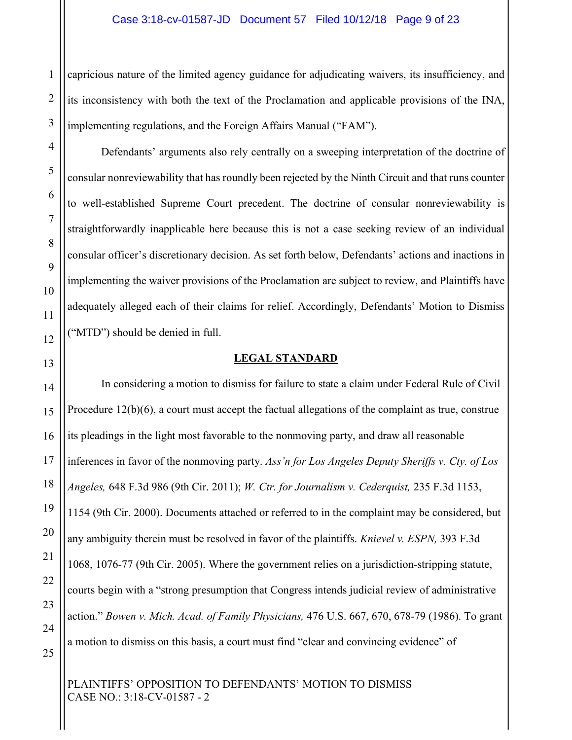capricious nature of the limited agency guidance for adjudicating waivers, its insufficiency, and its inconsistency with both the text of the Proclamation and applicable provisions of the INA, implementing regulations, and the Foreign Affairs Manual ("FAM").

Defendants' arguments also rely centrally on a sweeping interpretation of the doctrine of consular nonreviewability that has roundly been rejected by the Ninth Circuit and that runs counter to well-established Supreme Court precedent. The doctrine of consular nonreviewability is straightforwardly inapplicable here because this is not a case seeking review of an individual consular officer's discretionary decision. As set forth below, Defendants' actions and inactions in implementing the waiver provisions of the Proclamation are subject to review, and Plaintiffs have adequately alleged each of their claims for relief. Accordingly, Defendants' Motion to Dismiss ("MTD") should be denied in full.

## LEGAL STANDARD

In considering a motion to dismiss for failure to state a claim under Federal Rule of Civil Procedure 12(b)(6), a court must accept the factual allegations of the complaint as true, construe its pleadings in the light most favorable to the nonmoving party, and draw all reasonable inferences in favor of the nonmoving party. *Ass'n for Los Angeles Deputy Sheriffs v. Cty. of Los Angeles,* 648 F.3d 986 (9th Cir. 2011); *W. Ctr. for Journalism v. Cederquist,* 235 F.3d 1153, 1154 (9th Cir. 2000). Documents attached or referred to in the complaint may be considered, but any ambiguity therein must be resolved in favor of the plaintiffs. *Knievel v. ESPN,* 393 F.3d 1068, 1076-77 (9th Cir. 2005). Where the government relies on a jurisdiction-stripping statute, courts begin with a "strong presumption that Congress intends judicial review of administrative action." *Bowen v. Mich. Acad. of Family Physicians,* 476 U.S. 667, 670, 678-79 (1986). To grant a motion to dismiss on this basis, a court must find "clear and convincing evidence" of

PLAINTIFFS' OPPOSITION TO DEFENDANTS' MOTION TO DISMISS
CASE NO.: 3:18-CV-01587 - 2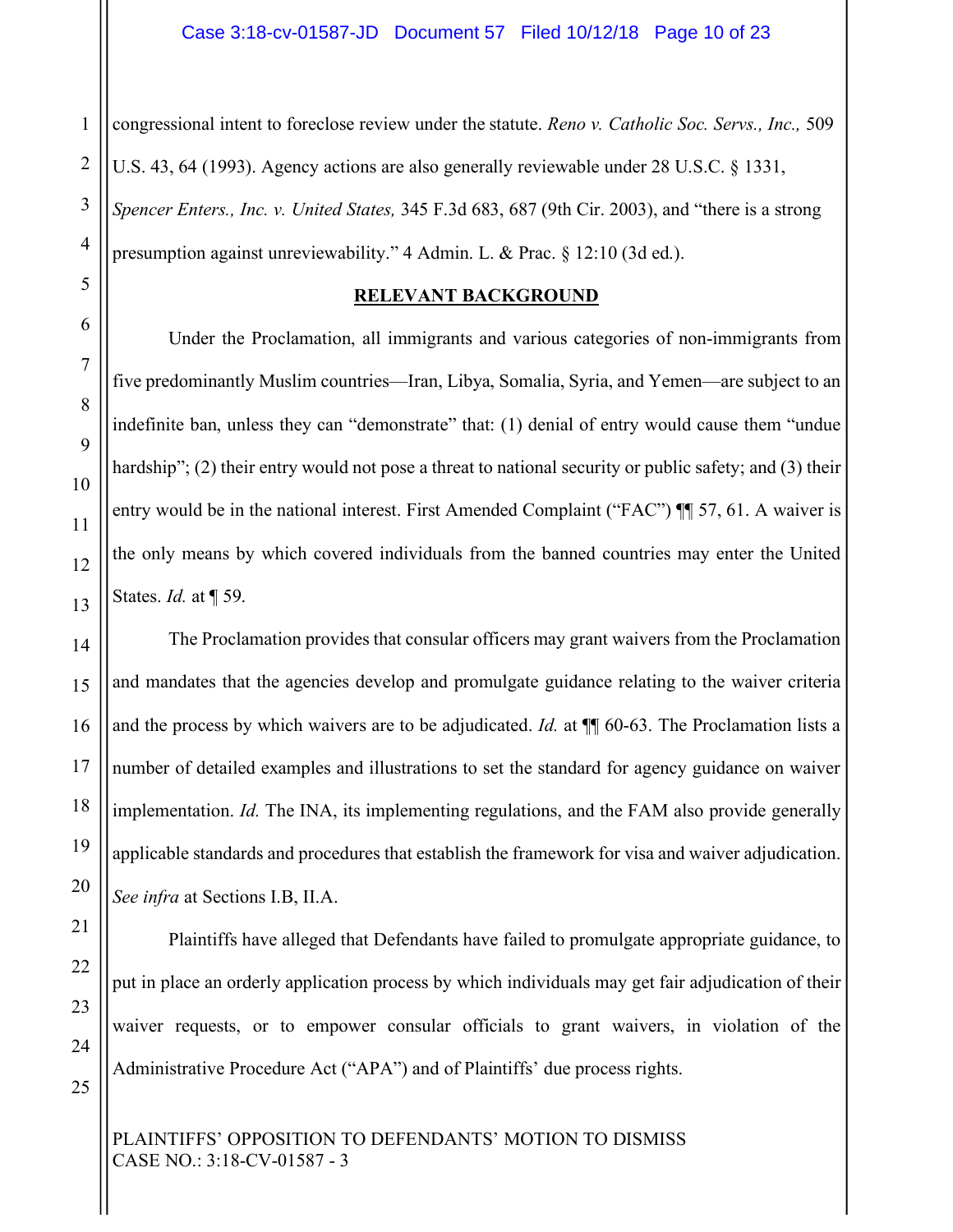congressional intent to foreclose review under the statute. *Reno v. Catholic Soc. Servs., Inc.,* 509 U.S. 43, 64 (1993). Agency actions are also generally reviewable under 28 U.S.C. § 1331, *Spencer Enters., Inc. v. United States,* 345 F.3d 683, 687 (9th Cir. 2003), and "there is a strong presumption against unreviewability." 4 Admin. L. & Prac. § 12:10 (3d ed.).

## RELEVANT BACKGROUND

Under the Proclamation, all immigrants and various categories of non-immigrants from five predominantly Muslim countries—Iran, Libya, Somalia, Syria, and Yemen—are subject to an indefinite ban, unless they can "demonstrate" that: (1) denial of entry would cause them "undue hardship"; (2) their entry would not pose a threat to national security or public safety; and (3) their entry would be in the national interest. First Amended Complaint ("FAC") ¶¶ 57, 61. A waiver is the only means by which covered individuals from the banned countries may enter the United States. *Id.* at ¶ 59.

The Proclamation provides that consular officers may grant waivers from the Proclamation and mandates that the agencies develop and promulgate guidance relating to the waiver criteria and the process by which waivers are to be adjudicated. *Id.* at ¶¶ 60-63. The Proclamation lists a number of detailed examples and illustrations to set the standard for agency guidance on waiver implementation. *Id.* The INA, its implementing regulations, and the FAM also provide generally applicable standards and procedures that establish the framework for visa and waiver adjudication. *See infra* at Sections I.B, II.A.

Plaintiffs have alleged that Defendants have failed to promulgate appropriate guidance, to put in place an orderly application process by which individuals may get fair adjudication of their waiver requests, or to empower consular officials to grant waivers, in violation of the Administrative Procedure Act ("APA") and of Plaintiffs' due process rights.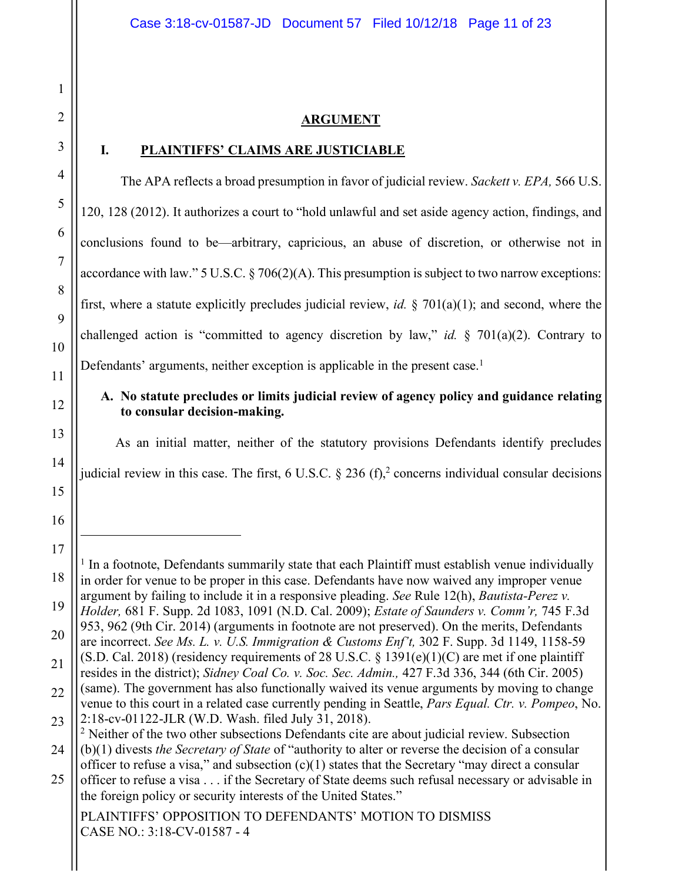## ARGUMENT

### I. PLAINTIFFS' CLAIMS ARE JUSTICIABLE

The APA reflects a broad presumption in favor of judicial review. *Sackett v. EPA,* 566 U.S. 120, 128 (2012). It authorizes a court to "hold unlawful and set aside agency action, findings, and conclusions found to be—arbitrary, capricious, an abuse of discretion, or otherwise not in accordance with law." 5 U.S.C. § 706(2)(A). This presumption is subject to two narrow exceptions: first, where a statute explicitly precludes judicial review, *id.* § 701(a)(1); and second, where the challenged action is "committed to agency discretion by law," *id.* § 701(a)(2). Contrary to Defendants' arguments, neither exception is applicable in the present case.[1]

**A. No statute precludes or limits judicial review of agency policy and guidance relating to consular decision-making.**

As an initial matter, neither of the statutory provisions Defendants identify precludes judicial review in this case. The first, 6 U.S.C. § 236 (f),[2] concerns individual consular decisions

---

[1] In a footnote, Defendants summarily state that each Plaintiff must establish venue individually in order for venue to be proper in this case. Defendants have now waived any improper venue argument by failing to include it in a responsive pleading. *See* Rule 12(h), *Bautista-Perez v. Holder,* 681 F. Supp. 2d 1083, 1091 (N.D. Cal. 2009); *Estate of Saunders v. Comm'r,* 745 F.3d 953, 962 (9th Cir. 2014) (arguments in footnote are not preserved). On the merits, Defendants are incorrect. *See Ms. L. v. U.S. Immigration & Customs Enf't,* 302 F. Supp. 3d 1149, 1158-59 (S.D. Cal. 2018) (residency requirements of 28 U.S.C. § 1391(e)(1)(C) are met if one plaintiff resides in the district); *Sidney Coal Co. v. Soc. Sec. Admin.,* 427 F.3d 336, 344 (6th Cir. 2005) (same). The government has also functionally waived its venue arguments by moving to change venue to this court in a related case currently pending in Seattle, *Pars Equal. Ctr. v. Pompeo*, No. 2:18-cv-01122-JLR (W.D. Wash. filed July 31, 2018).

[2] Neither of the two other subsections Defendants cite are about judicial review. Subsection (b)(1) divests *the Secretary of State* of "authority to alter or reverse the decision of a consular officer to refuse a visa," and subsection (c)(1) states that the Secretary "may direct a consular officer to refuse a visa . . . if the Secretary of State deems such refusal necessary or advisable in the foreign policy or security interests of the United States."

PLAINTIFFS' OPPOSITION TO DEFENDANTS' MOTION TO DISMISS
CASE NO.: 3:18-CV-01587 - 4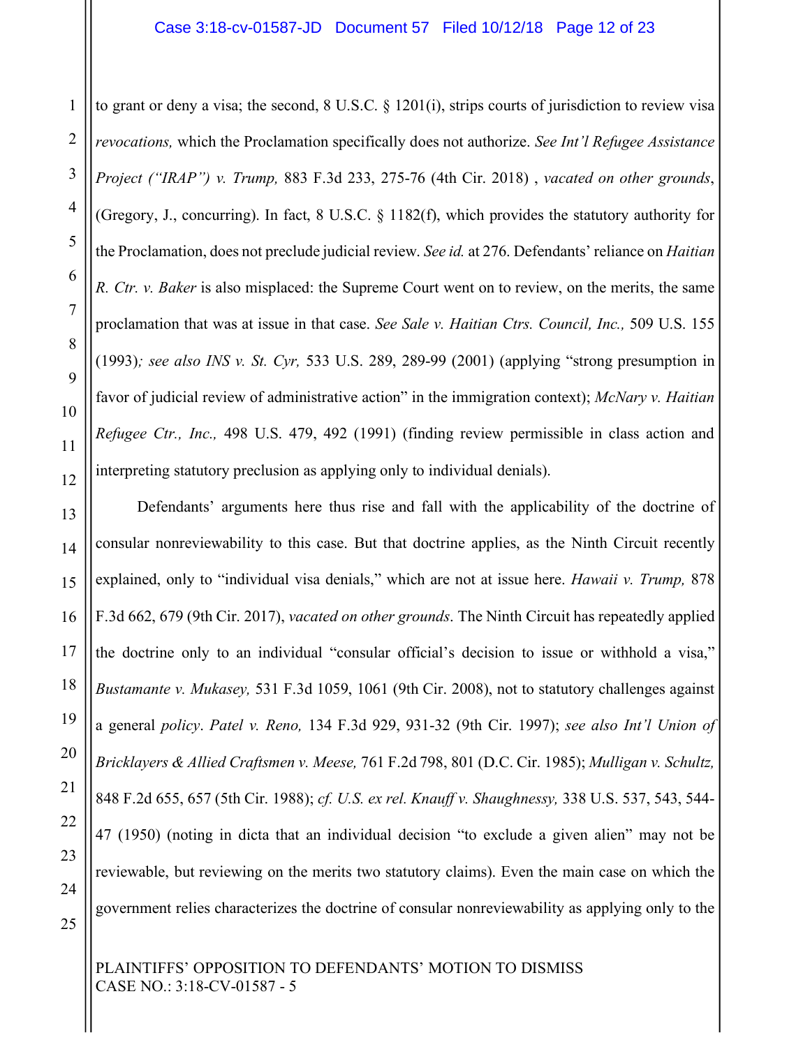to grant or deny a visa; the second, 8 U.S.C. § 1201(i), strips courts of jurisdiction to review visa *revocations,* which the Proclamation specifically does not authorize. *See Int'l Refugee Assistance Project ("IRAP") v. Trump,* 883 F.3d 233, 275-76 (4th Cir. 2018) , *vacated on other grounds*, (Gregory, J., concurring). In fact, 8 U.S.C. § 1182(f), which provides the statutory authority for the Proclamation, does not preclude judicial review. *See id.* at 276. Defendants' reliance on *Haitian R. Ctr. v. Baker* is also misplaced: the Supreme Court went on to review, on the merits, the same proclamation that was at issue in that case. *See Sale v. Haitian Ctrs. Council, Inc.,* 509 U.S. 155 (1993)*; see also INS v. St. Cyr,* 533 U.S. 289, 289-99 (2001) (applying "strong presumption in favor of judicial review of administrative action" in the immigration context); *McNary v. Haitian Refugee Ctr., Inc.,* 498 U.S. 479, 492 (1991) (finding review permissible in class action and interpreting statutory preclusion as applying only to individual denials).

Defendants' arguments here thus rise and fall with the applicability of the doctrine of consular nonreviewability to this case. But that doctrine applies, as the Ninth Circuit recently explained, only to "individual visa denials," which are not at issue here. *Hawaii v. Trump,* 878 F.3d 662, 679 (9th Cir. 2017), *vacated on other grounds*. The Ninth Circuit has repeatedly applied the doctrine only to an individual "consular official's decision to issue or withhold a visa," *Bustamante v. Mukasey,* 531 F.3d 1059, 1061 (9th Cir. 2008), not to statutory challenges against a general *policy*. *Patel v. Reno,* 134 F.3d 929, 931-32 (9th Cir. 1997); *see also Int'l Union of Bricklayers & Allied Craftsmen v. Meese,* 761 F.2d 798, 801 (D.C. Cir. 1985); *Mulligan v. Schultz,* 848 F.2d 655, 657 (5th Cir. 1988); *cf. U.S. ex rel. Knauff v. Shaughnessy,* 338 U.S. 537, 543, 544-47 (1950) (noting in dicta that an individual decision "to exclude a given alien" may not be reviewable, but reviewing on the merits two statutory claims). Even the main case on which the government relies characterizes the doctrine of consular nonreviewability as applying only to the

PLAINTIFFS' OPPOSITION TO DEFENDANTS' MOTION TO DISMISS
CASE NO.: 3:18-CV-01587 - 5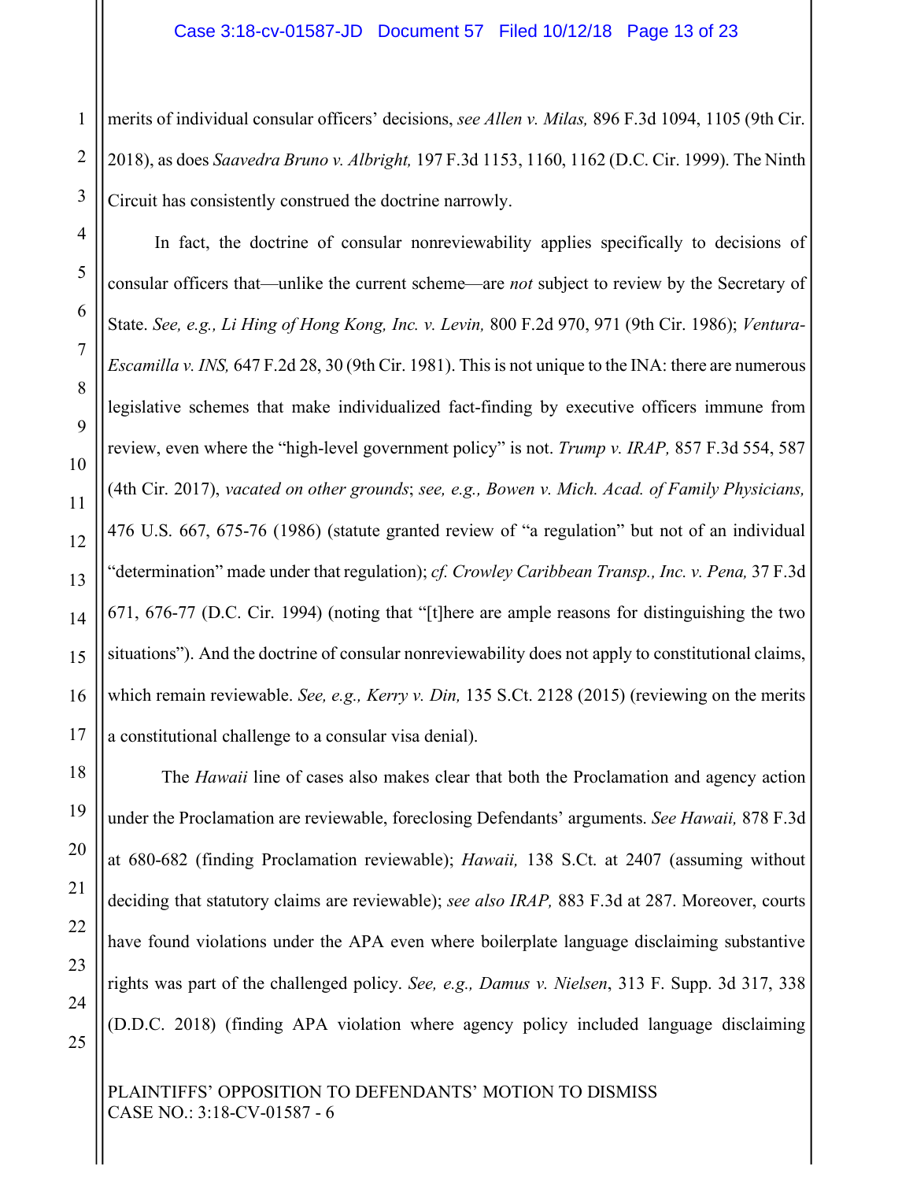merits of individual consular officers' decisions, *see Allen v. Milas,* 896 F.3d 1094, 1105 (9th Cir. 2018), as does *Saavedra Bruno v. Albright,* 197 F.3d 1153, 1160, 1162 (D.C. Cir. 1999). The Ninth Circuit has consistently construed the doctrine narrowly.

In fact, the doctrine of consular nonreviewability applies specifically to decisions of consular officers that—unlike the current scheme—are *not* subject to review by the Secretary of State. *See, e.g., Li Hing of Hong Kong, Inc. v. Levin,* 800 F.2d 970, 971 (9th Cir. 1986); *Ventura-Escamilla v. INS,* 647 F.2d 28, 30 (9th Cir. 1981). This is not unique to the INA: there are numerous legislative schemes that make individualized fact-finding by executive officers immune from review, even where the "high-level government policy" is not. *Trump v. IRAP,* 857 F.3d 554, 587 (4th Cir. 2017), *vacated on other grounds*; *see, e.g., Bowen v. Mich. Acad. of Family Physicians,* 476 U.S. 667, 675-76 (1986) (statute granted review of "a regulation" but not of an individual "determination" made under that regulation); *cf. Crowley Caribbean Transp., Inc. v. Pena,* 37 F.3d 671, 676-77 (D.C. Cir. 1994) (noting that "[t]here are ample reasons for distinguishing the two situations"). And the doctrine of consular nonreviewability does not apply to constitutional claims, which remain reviewable. *See, e.g., Kerry v. Din,* 135 S.Ct. 2128 (2015) (reviewing on the merits a constitutional challenge to a consular visa denial).

The *Hawaii* line of cases also makes clear that both the Proclamation and agency action under the Proclamation are reviewable, foreclosing Defendants' arguments. *See Hawaii,* 878 F.3d at 680-682 (finding Proclamation reviewable); *Hawaii,* 138 S.Ct. at 2407 (assuming without deciding that statutory claims are reviewable); *see also IRAP,* 883 F.3d at 287. Moreover, courts have found violations under the APA even where boilerplate language disclaiming substantive rights was part of the challenged policy. *See, e.g., Damus v. Nielsen*, 313 F. Supp. 3d 317, 338 (D.D.C. 2018) (finding APA violation where agency policy included language disclaiming

PLAINTIFFS' OPPOSITION TO DEFENDANTS' MOTION TO DISMISS
CASE NO.: 3:18-CV-01587 - 6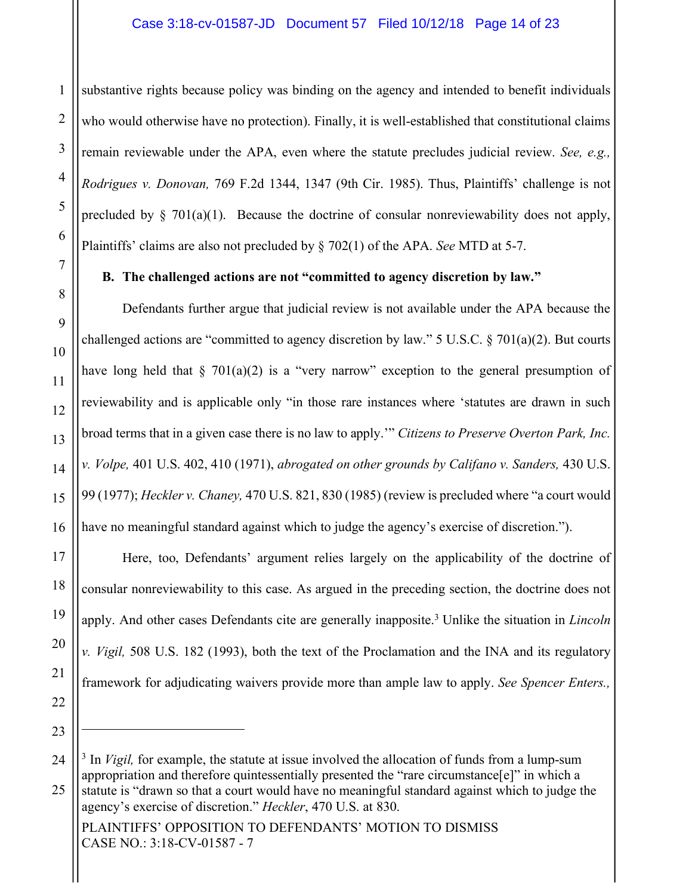substantive rights because policy was binding on the agency and intended to benefit individuals who would otherwise have no protection). Finally, it is well-established that constitutional claims remain reviewable under the APA, even where the statute precludes judicial review. *See, e.g., Rodrigues v. Donovan,* 769 F.2d 1344, 1347 (9th Cir. 1985). Thus, Plaintiffs' challenge is not precluded by § 701(a)(1). Because the doctrine of consular nonreviewability does not apply, Plaintiffs' claims are also not precluded by § 702(1) of the APA. *See* MTD at 5-7.

### B. The challenged actions are not "committed to agency discretion by law."

Defendants further argue that judicial review is not available under the APA because the challenged actions are "committed to agency discretion by law." 5 U.S.C. § 701(a)(2). But courts have long held that § 701(a)(2) is a "very narrow" exception to the general presumption of reviewability and is applicable only "in those rare instances where 'statutes are drawn in such broad terms that in a given case there is no law to apply.'" *Citizens to Preserve Overton Park, Inc. v. Volpe,* 401 U.S. 402, 410 (1971), *abrogated on other grounds by Califano v. Sanders,* 430 U.S. 99 (1977); *Heckler v. Chaney,* 470 U.S. 821, 830 (1985) (review is precluded where "a court would have no meaningful standard against which to judge the agency's exercise of discretion.").

Here, too, Defendants' argument relies largely on the applicability of the doctrine of consular nonreviewability to this case. As argued in the preceding section, the doctrine does not apply. And other cases Defendants cite are generally inapposite.[3] Unlike the situation in *Lincoln v. Vigil,* 508 U.S. 182 (1993), both the text of the Proclamation and the INA and its regulatory framework for adjudicating waivers provide more than ample law to apply. *See Spencer Enters.,*

---

[3] In *Vigil,* for example, the statute at issue involved the allocation of funds from a lump-sum appropriation and therefore quintessentially presented the "rare circumstance[e]" in which a statute is "drawn so that a court would have no meaningful standard against which to judge the agency's exercise of discretion." *Heckler*, 470 U.S. at 830.

PLAINTIFFS' OPPOSITION TO DEFENDANTS' MOTION TO DISMISS
CASE NO.: 3:18-CV-01587 - 7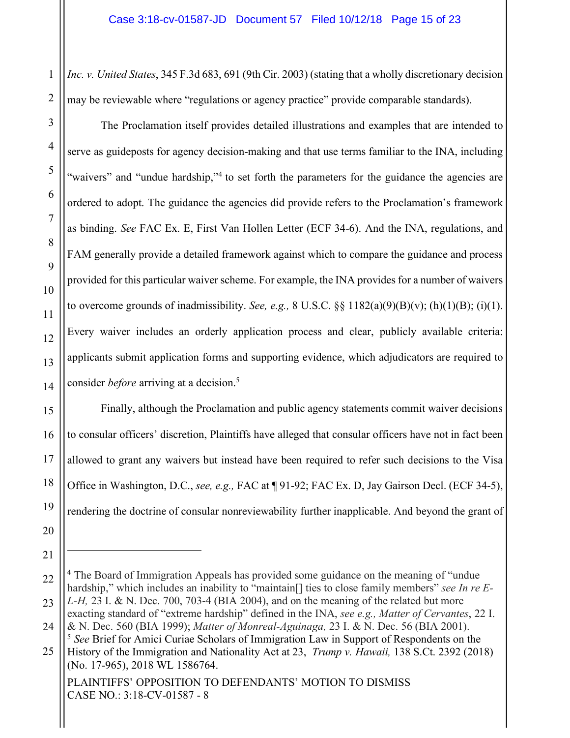*Inc. v. United States*, 345 F.3d 683, 691 (9th Cir. 2003) (stating that a wholly discretionary decision may be reviewable where "regulations or agency practice" provide comparable standards).

The Proclamation itself provides detailed illustrations and examples that are intended to serve as guideposts for agency decision-making and that use terms familiar to the INA, including "waivers" and "undue hardship,"[4] to set forth the parameters for the guidance the agencies are ordered to adopt. The guidance the agencies did provide refers to the Proclamation's framework as binding. *See* FAC Ex. E, First Van Hollen Letter (ECF 34-6). And the INA, regulations, and FAM generally provide a detailed framework against which to compare the guidance and process provided for this particular waiver scheme. For example, the INA provides for a number of waivers to overcome grounds of inadmissibility. *See, e.g.,* 8 U.S.C. §§ 1182(a)(9)(B)(v); (h)(1)(B); (i)(1). Every waiver includes an orderly application process and clear, publicly available criteria: applicants submit application forms and supporting evidence, which adjudicators are required to consider *before* arriving at a decision.[5]

Finally, although the Proclamation and public agency statements commit waiver decisions to consular officers' discretion, Plaintiffs have alleged that consular officers have not in fact been allowed to grant any waivers but instead have been required to refer such decisions to the Visa Office in Washington, D.C., *see, e.g.,* FAC at ¶ 91-92; FAC Ex. D, Jay Gairson Decl. (ECF 34-5), rendering the doctrine of consular nonreviewability further inapplicable. And beyond the grant of

---

[4] The Board of Immigration Appeals has provided some guidance on the meaning of "undue hardship," which includes an inability to "maintain[] ties to close family members" *see In re E-L-H,* 23 I. & N. Dec. 700, 703-4 (BIA 2004), and on the meaning of the related but more exacting standard of "extreme hardship" defined in the INA, *see e.g., Matter of Cervantes*, 22 I. & N. Dec. 560 (BIA 1999); *Matter of Monreal-Aguinaga,* 23 I. & N. Dec. 56 (BIA 2001).

[5] *See* Brief for Amici Curiae Scholars of Immigration Law in Support of Respondents on the History of the Immigration and Nationality Act at 23, *Trump v. Hawaii,* 138 S.Ct. 2392 (2018) (No. 17-965), 2018 WL 1586764.

PLAINTIFFS' OPPOSITION TO DEFENDANTS' MOTION TO DISMISS
CASE NO.: 3:18-CV-01587 - 8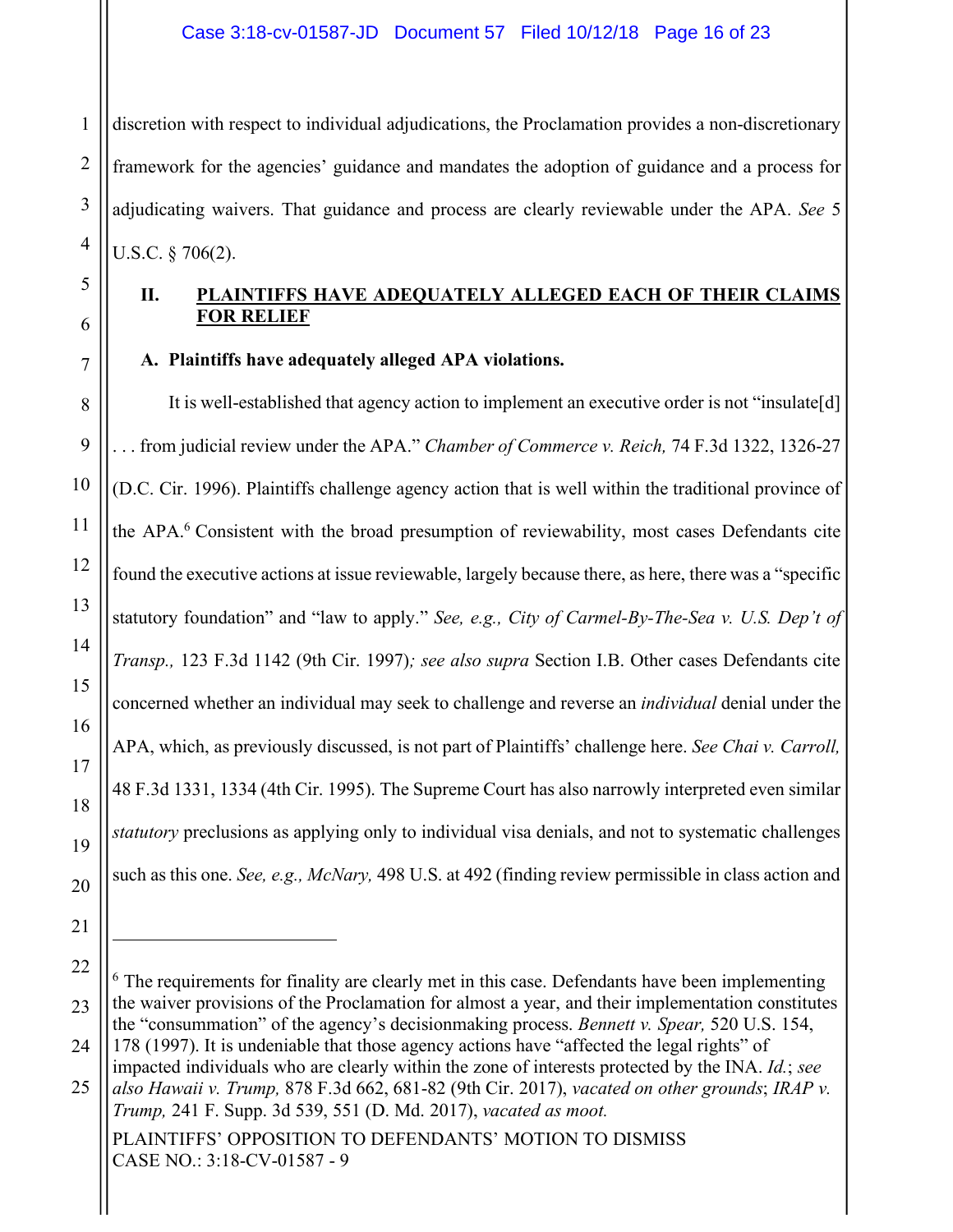discretion with respect to individual adjudications, the Proclamation provides a non-discretionary framework for the agencies' guidance and mandates the adoption of guidance and a process for adjudicating waivers. That guidance and process are clearly reviewable under the APA. *See* 5 U.S.C. § 706(2).

## II. <u>PLAINTIFFS HAVE ADEQUATELY ALLEGED EACH OF THEIR CLAIMS FOR RELIEF</u>

### A. Plaintiffs have adequately alleged APA violations.

It is well-established that agency action to implement an executive order is not "insulate[d] . . . from judicial review under the APA." *Chamber of Commerce v. Reich,* 74 F.3d 1322, 1326-27 (D.C. Cir. 1996). Plaintiffs challenge agency action that is well within the traditional province of the APA.[6] Consistent with the broad presumption of reviewability, most cases Defendants cite found the executive actions at issue reviewable, largely because there, as here, there was a "specific statutory foundation" and "law to apply." *See, e.g., City of Carmel-By-The-Sea v. U.S. Dep't of Transp.,* 123 F.3d 1142 (9th Cir. 1997)*; see also supra* Section I.B. Other cases Defendants cite concerned whether an individual may seek to challenge and reverse an *individual* denial under the APA, which, as previously discussed, is not part of Plaintiffs' challenge here. *See Chai v. Carroll,* 48 F.3d 1331, 1334 (4th Cir. 1995). The Supreme Court has also narrowly interpreted even similar *statutory* preclusions as applying only to individual visa denials, and not to systematic challenges such as this one. *See, e.g., McNary,* 498 U.S. at 492 (finding review permissible in class action and

---

[6] The requirements for finality are clearly met in this case. Defendants have been implementing the waiver provisions of the Proclamation for almost a year, and their implementation constitutes the "consummation" of the agency's decisionmaking process. *Bennett v. Spear,* 520 U.S. 154, 178 (1997). It is undeniable that those agency actions have "affected the legal rights" of impacted individuals who are clearly within the zone of interests protected by the INA. *Id.*; *see also Hawaii v. Trump,* 878 F.3d 662, 681-82 (9th Cir. 2017), *vacated on other grounds*; *IRAP v. Trump,* 241 F. Supp. 3d 539, 551 (D. Md. 2017), *vacated as moot.*

PLAINTIFFS' OPPOSITION TO DEFENDANTS' MOTION TO DISMISS
CASE NO.: 3:18-CV-01587 - 9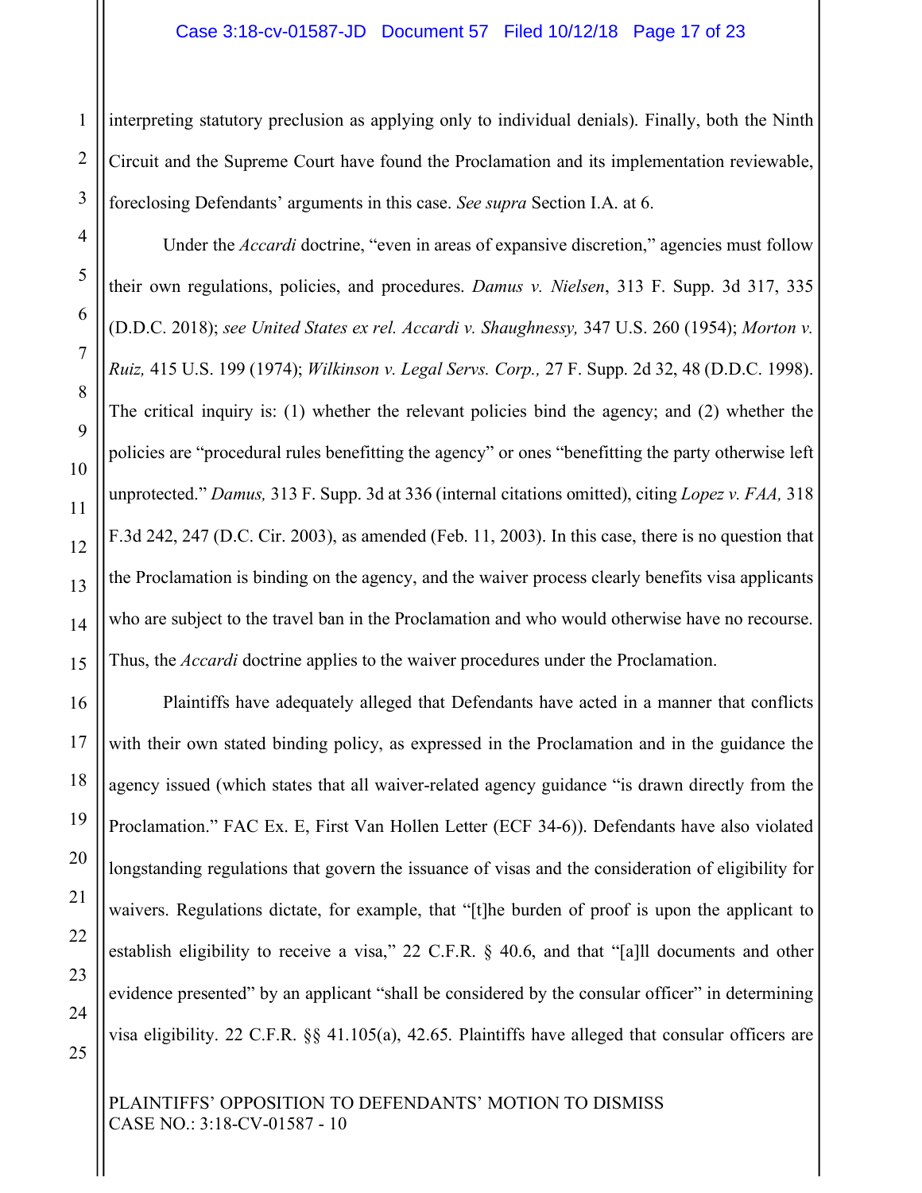interpreting statutory preclusion as applying only to individual denials). Finally, both the Ninth Circuit and the Supreme Court have found the Proclamation and its implementation reviewable, foreclosing Defendants' arguments in this case. *See supra* Section I.A. at 6.

Under the *Accardi* doctrine, "even in areas of expansive discretion," agencies must follow their own regulations, policies, and procedures. *Damus v. Nielsen*, 313 F. Supp. 3d 317, 335 (D.D.C. 2018); *see United States ex rel. Accardi v. Shaughnessy,* 347 U.S. 260 (1954); *Morton v. Ruiz,* 415 U.S. 199 (1974); *Wilkinson v. Legal Servs. Corp.,* 27 F. Supp. 2d 32, 48 (D.D.C. 1998). The critical inquiry is: (1) whether the relevant policies bind the agency; and (2) whether the policies are "procedural rules benefitting the agency" or ones "benefitting the party otherwise left unprotected." *Damus,* 313 F. Supp. 3d at 336 (internal citations omitted), citing *Lopez v. FAA,* 318 F.3d 242, 247 (D.C. Cir. 2003), as amended (Feb. 11, 2003). In this case, there is no question that the Proclamation is binding on the agency, and the waiver process clearly benefits visa applicants who are subject to the travel ban in the Proclamation and who would otherwise have no recourse. Thus, the *Accardi* doctrine applies to the waiver procedures under the Proclamation.

Plaintiffs have adequately alleged that Defendants have acted in a manner that conflicts with their own stated binding policy, as expressed in the Proclamation and in the guidance the agency issued (which states that all waiver-related agency guidance "is drawn directly from the Proclamation." FAC Ex. E, First Van Hollen Letter (ECF 34-6)). Defendants have also violated longstanding regulations that govern the issuance of visas and the consideration of eligibility for waivers. Regulations dictate, for example, that "[t]he burden of proof is upon the applicant to establish eligibility to receive a visa," 22 C.F.R. § 40.6, and that "[a]ll documents and other evidence presented" by an applicant "shall be considered by the consular officer" in determining visa eligibility. 22 C.F.R. §§ 41.105(a), 42.65. Plaintiffs have alleged that consular officers are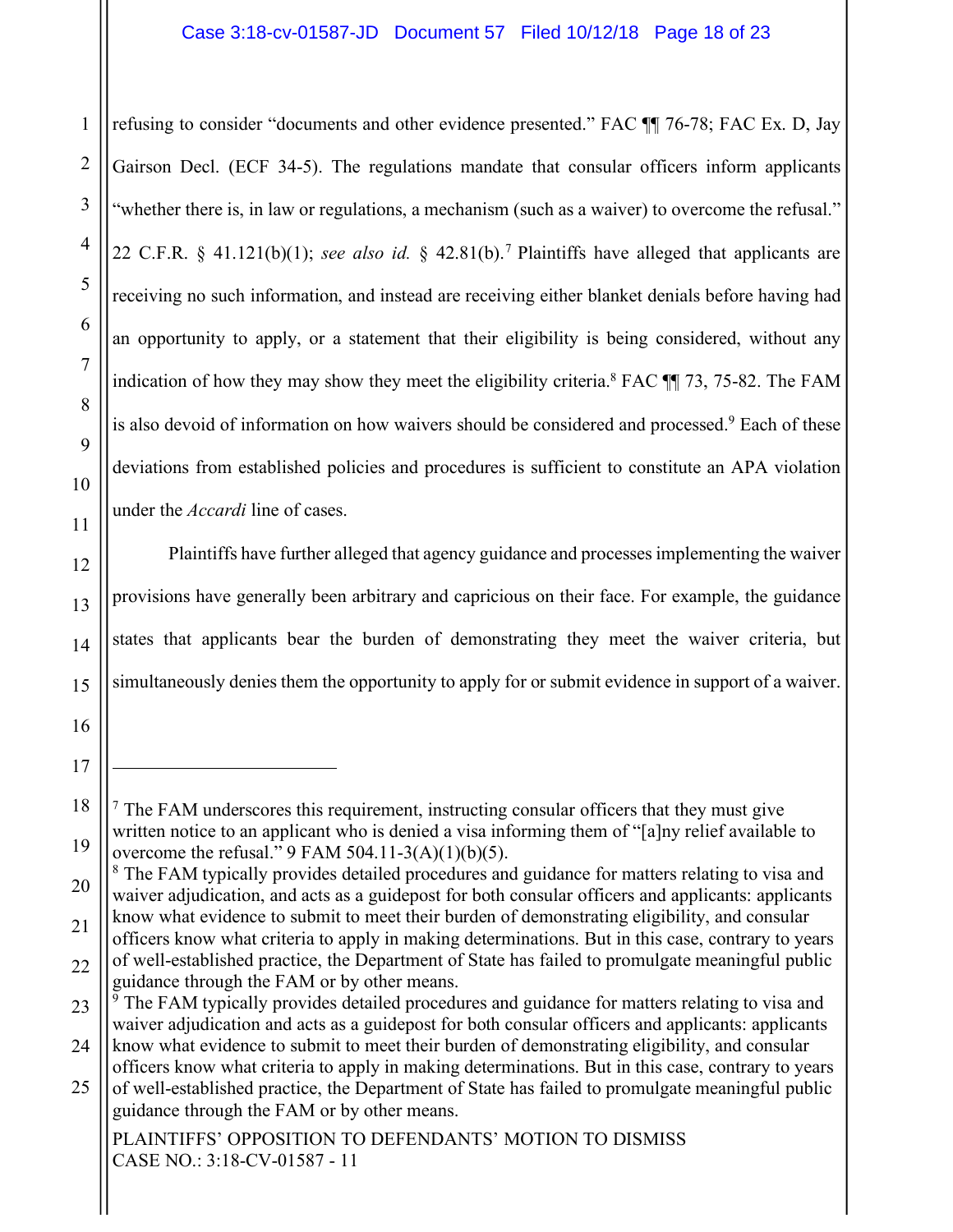refusing to consider "documents and other evidence presented." FAC ¶¶ 76-78; FAC Ex. D, Jay Gairson Decl. (ECF 34-5). The regulations mandate that consular officers inform applicants "whether there is, in law or regulations, a mechanism (such as a waiver) to overcome the refusal." 22 C.F.R. § 41.121(b)(1); *see also id.* § 42.81(b).[7] Plaintiffs have alleged that applicants are receiving no such information, and instead are receiving either blanket denials before having had an opportunity to apply, or a statement that their eligibility is being considered, without any indication of how they may show they meet the eligibility criteria.[8] FAC ¶¶ 73, 75-82. The FAM is also devoid of information on how waivers should be considered and processed.[9] Each of these deviations from established policies and procedures is sufficient to constitute an APA violation under the *Accardi* line of cases.

Plaintiffs have further alleged that agency guidance and processes implementing the waiver provisions have generally been arbitrary and capricious on their face. For example, the guidance states that applicants bear the burden of demonstrating they meet the waiver criteria, but simultaneously denies them the opportunity to apply for or submit evidence in support of a waiver.

---

[7] The FAM underscores this requirement, instructing consular officers that they must give written notice to an applicant who is denied a visa informing them of "[a]ny relief available to overcome the refusal." 9 FAM 504.11-3(A)(1)(b)(5).

[8] The FAM typically provides detailed procedures and guidance for matters relating to visa and waiver adjudication, and acts as a guidepost for both consular officers and applicants: applicants know what evidence to submit to meet their burden of demonstrating eligibility, and consular officers know what criteria to apply in making determinations. But in this case, contrary to years of well-established practice, the Department of State has failed to promulgate meaningful public guidance through the FAM or by other means.

[9] The FAM typically provides detailed procedures and guidance for matters relating to visa and waiver adjudication and acts as a guidepost for both consular officers and applicants: applicants know what evidence to submit to meet their burden of demonstrating eligibility, and consular officers know what criteria to apply in making determinations. But in this case, contrary to years of well-established practice, the Department of State has failed to promulgate meaningful public guidance through the FAM or by other means.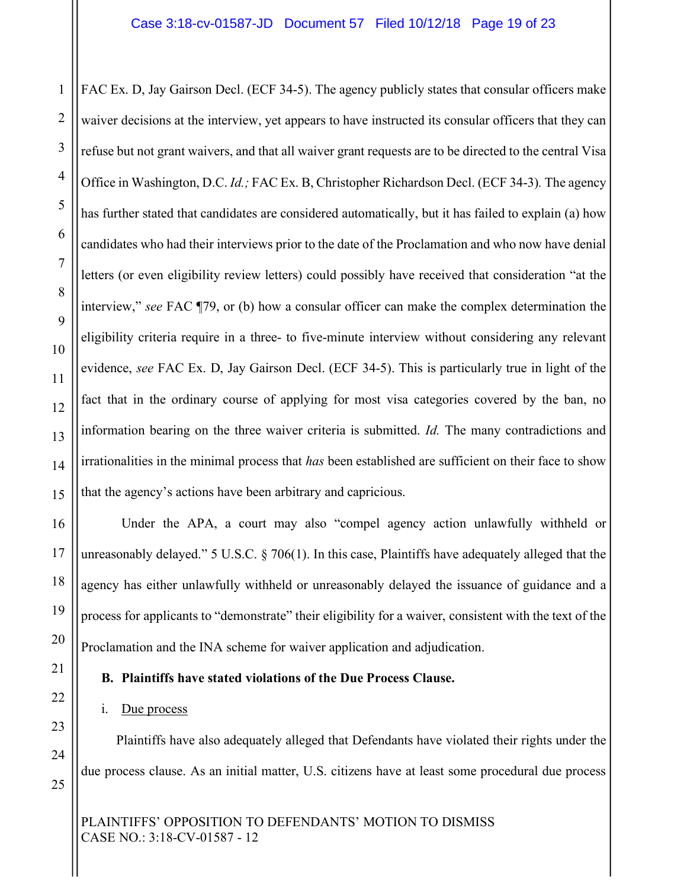FAC Ex. D, Jay Gairson Decl. (ECF 34-5). The agency publicly states that consular officers make waiver decisions at the interview, yet appears to have instructed its consular officers that they can refuse but not grant waivers, and that all waiver grant requests are to be directed to the central Visa Office in Washington, D.C. *Id.;* FAC Ex. B, Christopher Richardson Decl. (ECF 34-3). The agency has further stated that candidates are considered automatically, but it has failed to explain (a) how candidates who had their interviews prior to the date of the Proclamation and who now have denial letters (or even eligibility review letters) could possibly have received that consideration "at the interview," *see* FAC ¶79, or (b) how a consular officer can make the complex determination the eligibility criteria require in a three- to five-minute interview without considering any relevant evidence, *see* FAC Ex. D, Jay Gairson Decl. (ECF 34-5). This is particularly true in light of the fact that in the ordinary course of applying for most visa categories covered by the ban, no information bearing on the three waiver criteria is submitted. *Id.* The many contradictions and irrationalities in the minimal process that *has* been established are sufficient on their face to show that the agency's actions have been arbitrary and capricious.

Under the APA, a court may also "compel agency action unlawfully withheld or unreasonably delayed." 5 U.S.C. § 706(1). In this case, Plaintiffs have adequately alleged that the agency has either unlawfully withheld or unreasonably delayed the issuance of guidance and a process for applicants to "demonstrate" their eligibility for a waiver, consistent with the text of the Proclamation and the INA scheme for waiver application and adjudication.

**B. Plaintiffs have stated violations of the Due Process Clause.**

i. <u>Due process</u>

Plaintiffs have also adequately alleged that Defendants have violated their rights under the due process clause. As an initial matter, U.S. citizens have at least some procedural due process

PLAINTIFFS' OPPOSITION TO DEFENDANTS' MOTION TO DISMISS
CASE NO.: 3:18-CV-01587 - 12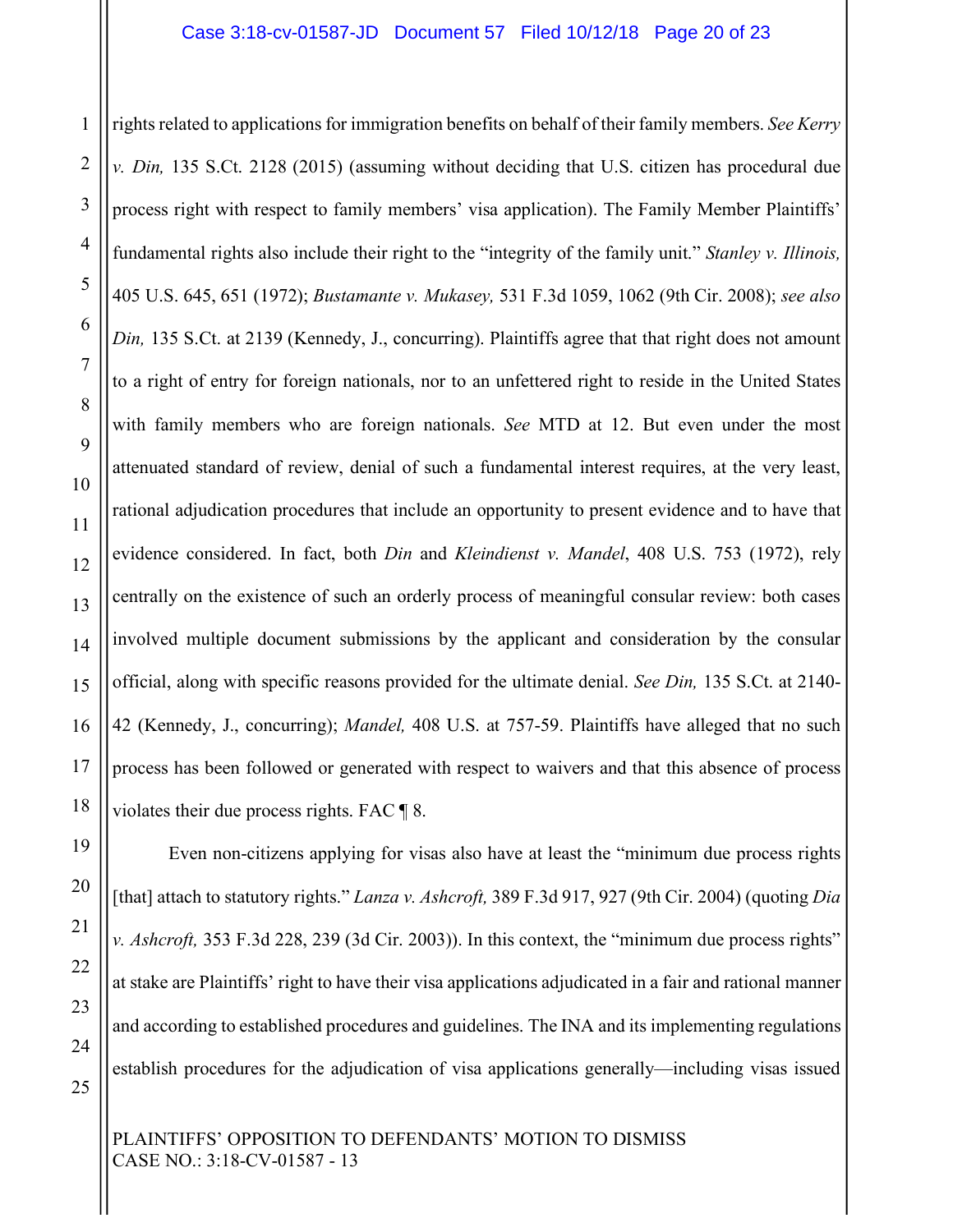rights related to applications for immigration benefits on behalf of their family members. *See Kerry v. Din,* 135 S.Ct. 2128 (2015) (assuming without deciding that U.S. citizen has procedural due process right with respect to family members' visa application). The Family Member Plaintiffs' fundamental rights also include their right to the "integrity of the family unit." *Stanley v. Illinois,* 405 U.S. 645, 651 (1972); *Bustamante v. Mukasey,* 531 F.3d 1059, 1062 (9th Cir. 2008); *see also Din,* 135 S.Ct. at 2139 (Kennedy, J., concurring). Plaintiffs agree that that right does not amount to a right of entry for foreign nationals, nor to an unfettered right to reside in the United States with family members who are foreign nationals. *See* MTD at 12. But even under the most attenuated standard of review, denial of such a fundamental interest requires, at the very least, rational adjudication procedures that include an opportunity to present evidence and to have that evidence considered. In fact, both *Din* and *Kleindienst v. Mandel*, 408 U.S. 753 (1972), rely centrally on the existence of such an orderly process of meaningful consular review: both cases involved multiple document submissions by the applicant and consideration by the consular official, along with specific reasons provided for the ultimate denial. *See Din,* 135 S.Ct. at 2140-42 (Kennedy, J., concurring); *Mandel,* 408 U.S. at 757-59. Plaintiffs have alleged that no such process has been followed or generated with respect to waivers and that this absence of process violates their due process rights. FAC ¶ 8.

Even non-citizens applying for visas also have at least the "minimum due process rights [that] attach to statutory rights." *Lanza v. Ashcroft,* 389 F.3d 917, 927 (9th Cir. 2004) (quoting *Dia v. Ashcroft,* 353 F.3d 228, 239 (3d Cir. 2003)). In this context, the "minimum due process rights" at stake are Plaintiffs' right to have their visa applications adjudicated in a fair and rational manner and according to established procedures and guidelines. The INA and its implementing regulations establish procedures for the adjudication of visa applications generally—including visas issued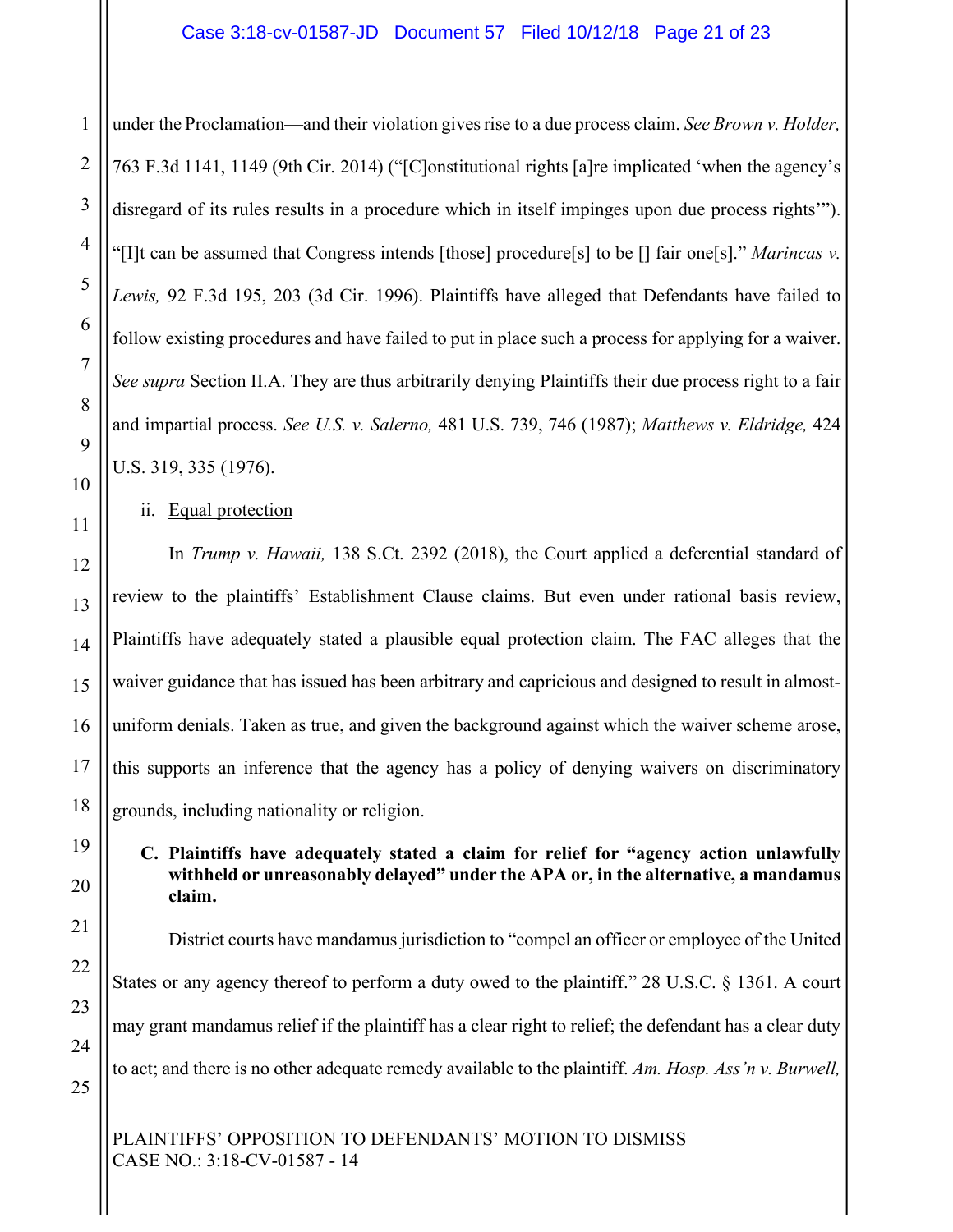under the Proclamation—and their violation gives rise to a due process claim. *See Brown v. Holder,* 763 F.3d 1141, 1149 (9th Cir. 2014) ("[C]onstitutional rights [a]re implicated 'when the agency's disregard of its rules results in a procedure which in itself impinges upon due process rights'"). "[I]t can be assumed that Congress intends [those] procedure[s] to be [] fair one[s]." *Marincas v. Lewis,* 92 F.3d 195, 203 (3d Cir. 1996). Plaintiffs have alleged that Defendants have failed to follow existing procedures and have failed to put in place such a process for applying for a waiver. *See supra* Section II.A. They are thus arbitrarily denying Plaintiffs their due process right to a fair and impartial process. *See U.S. v. Salerno,* 481 U.S. 739, 746 (1987); *Matthews v. Eldridge,* 424 U.S. 319, 335 (1976).

ii. Equal protection

In *Trump v. Hawaii,* 138 S.Ct. 2392 (2018), the Court applied a deferential standard of review to the plaintiffs' Establishment Clause claims. But even under rational basis review, Plaintiffs have adequately stated a plausible equal protection claim. The FAC alleges that the waiver guidance that has issued has been arbitrary and capricious and designed to result in almost-uniform denials. Taken as true, and given the background against which the waiver scheme arose, this supports an inference that the agency has a policy of denying waivers on discriminatory grounds, including nationality or religion.

**C. Plaintiffs have adequately stated a claim for relief for "agency action unlawfully withheld or unreasonably delayed" under the APA or, in the alternative, a mandamus claim.**

District courts have mandamus jurisdiction to "compel an officer or employee of the United States or any agency thereof to perform a duty owed to the plaintiff." 28 U.S.C. § 1361. A court may grant mandamus relief if the plaintiff has a clear right to relief; the defendant has a clear duty to act; and there is no other adequate remedy available to the plaintiff. *Am. Hosp. Ass'n v. Burwell,*

PLAINTIFFS' OPPOSITION TO DEFENDANTS' MOTION TO DISMISS
CASE NO.: 3:18-CV-01587 - 14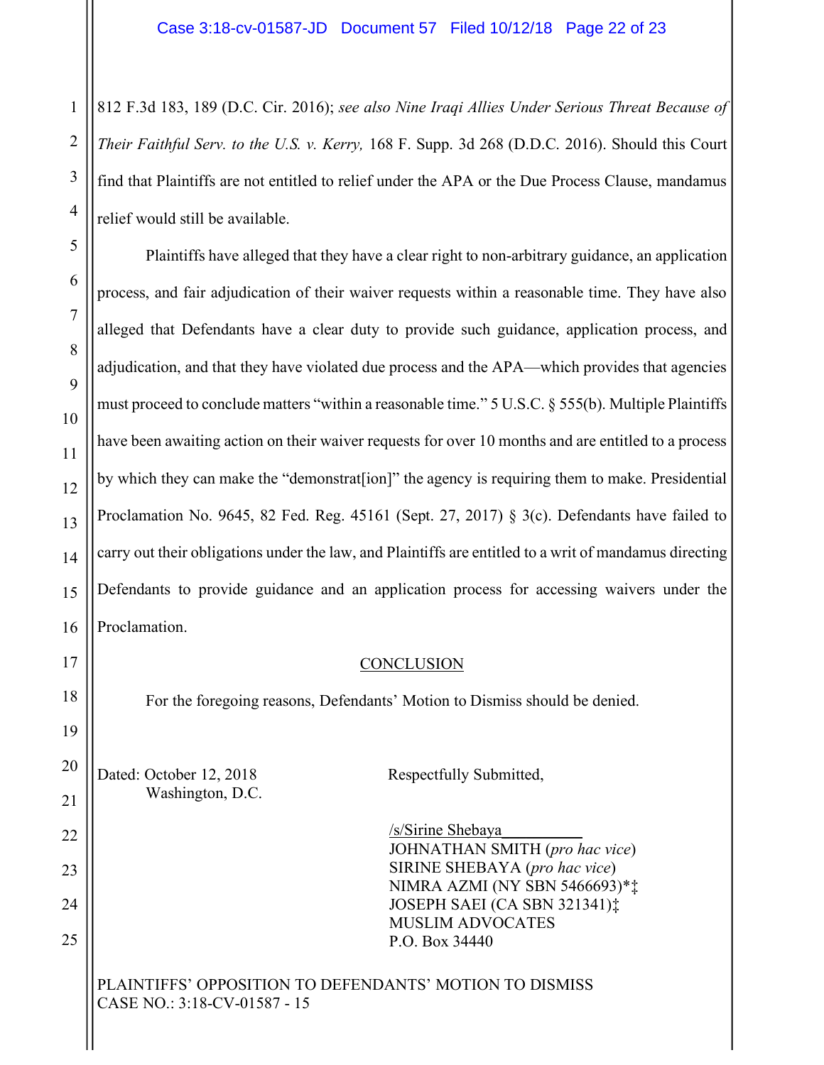812 F.3d 183, 189 (D.C. Cir. 2016); *see also Nine Iraqi Allies Under Serious Threat Because of Their Faithful Serv. to the U.S. v. Kerry,* 168 F. Supp. 3d 268 (D.D.C. 2016). Should this Court find that Plaintiffs are not entitled to relief under the APA or the Due Process Clause, mandamus relief would still be available.

Plaintiffs have alleged that they have a clear right to non-arbitrary guidance, an application process, and fair adjudication of their waiver requests within a reasonable time. They have also alleged that Defendants have a clear duty to provide such guidance, application process, and adjudication, and that they have violated due process and the APA—which provides that agencies must proceed to conclude matters "within a reasonable time." 5 U.S.C. § 555(b). Multiple Plaintiffs have been awaiting action on their waiver requests for over 10 months and are entitled to a process by which they can make the "demonstrat[ion]" the agency is requiring them to make. Presidential Proclamation No. 9645, 82 Fed. Reg. 45161 (Sept. 27, 2017) § 3(c). Defendants have failed to carry out their obligations under the law, and Plaintiffs are entitled to a writ of mandamus directing Defendants to provide guidance and an application process for accessing waivers under the Proclamation.

## CONCLUSION

For the foregoing reasons, Defendants' Motion to Dismiss should be denied.

Dated: October 12, 2018
Washington, D.C.

Respectfully Submitted,

/s/Sirine Shebaya
JOHNATHAN SMITH (*pro hac vice*)
SIRINE SHEBAYA (*pro hac vice*)
NIMRA AZMI (NY SBN 5466693)*‡
JOSEPH SAEI (CA SBN 321341)‡
MUSLIM ADVOCATES
P.O. Box 34440

PLAINTIFFS' OPPOSITION TO DEFENDANTS' MOTION TO DISMISS
CASE NO.: 3:18-CV-01587 - 15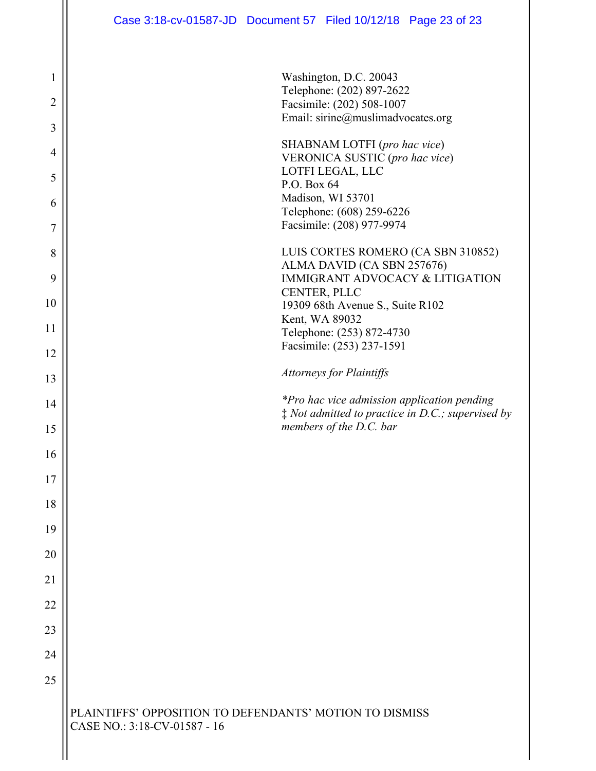Washington, D.C. 20043
Telephone: (202) 897-2622
Facsimile: (202) 508-1007
Email: sirine@muslimadvocates.org

SHABNAM LOTFI (*pro hac vice*)
VERONICA SUSTIC (*pro hac vice*)
LOTFI LEGAL, LLC
P.O. Box 64
Madison, WI 53701
Telephone: (608) 259-6226
Facsimile: (208) 977-9974

LUIS CORTES ROMERO (CA SBN 310852)
ALMA DAVID (CA SBN 257676)
IMMIGRANT ADVOCACY & LITIGATION CENTER, PLLC
19309 68th Avenue S., Suite R102
Kent, WA 89032
Telephone: (253) 872-4730
Facsimile: (253) 237-1591

*Attorneys for Plaintiffs*

*\*Pro hac vice admission application pending*
*‡ Not admitted to practice in D.C.; supervised by members of the D.C. bar*

PLAINTIFFS' OPPOSITION TO DEFENDANTS' MOTION TO DISMISS
CASE NO.: 3:18-CV-01587 - 16